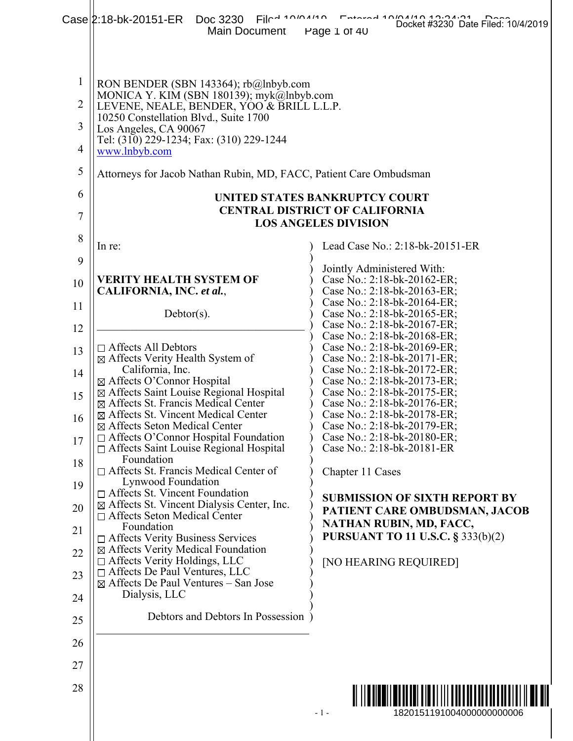RON BENDER (SBN 143364); rb@lnbyb.com
MONICA Y. KIM (SBN 180139); myk@lnbyb.com
LEVENE, NEALE, BENDER, YOO & BRILL L.L.P.
10250 Constellation Blvd., Suite 1700
Los Angeles, CA 90067
Tel: (310) 229-1234; Fax: (310) 229-1244
www.lnbyb.com

Attorneys for Jacob Nathan Rubin, MD, FACC, Patient Care Ombudsman

**UNITED STATES BANKRUPTCY COURT**
**CENTRAL DISTRICT OF CALIFORNIA**
**LOS ANGELES DIVISION**

In re:

**VERITY HEALTH SYSTEM OF CALIFORNIA, INC. *et al.*,**

Debtor(s).

- ☐ Affects All Debtors
- ☒ Affects Verity Health System of California, Inc.
- ☒ Affects O'Connor Hospital
- ☒ Affects Saint Louise Regional Hospital
- ☒ Affects St. Francis Medical Center
- ☒ Affects St. Vincent Medical Center
- ☒ Affects Seton Medical Center
- ☐ Affects O'Connor Hospital Foundation
- ☐ Affects Saint Louise Regional Hospital Foundation
- ☐ Affects St. Francis Medical Center of Lynwood Foundation
- ☐ Affects St. Vincent Foundation
- ☒ Affects St. Vincent Dialysis Center, Inc.
- ☐ Affects Seton Medical Center Foundation
- ☐ Affects Verity Business Services
- ☒ Affects Verity Medical Foundation
- ☐ Affects Verity Holdings, LLC
- ☐ Affects De Paul Ventures, LLC
- ☒ Affects De Paul Ventures – San Jose Dialysis, LLC

Debtors and Debtors In Possession

Lead Case No.: 2:18-bk-20151-ER

Jointly Administered With:
Case No.: 2:18-bk-20162-ER;
Case No.: 2:18-bk-20163-ER;
Case No.: 2:18-bk-20164-ER;
Case No.: 2:18-bk-20165-ER;
Case No.: 2:18-bk-20167-ER;
Case No.: 2:18-bk-20168-ER;
Case No.: 2:18-bk-20169-ER;
Case No.: 2:18-bk-20171-ER;
Case No.: 2:18-bk-20172-ER;
Case No.: 2:18-bk-20173-ER;
Case No.: 2:18-bk-20175-ER;
Case No.: 2:18-bk-20176-ER;
Case No.: 2:18-bk-20178-ER;
Case No.: 2:18-bk-20179-ER;
Case No.: 2:18-bk-20180-ER;
Case No.: 2:18-bk-20181-ER

Chapter 11 Cases

**SUBMISSION OF SIXTH REPORT BY PATIENT CARE OMBUDSMAN, JACOB NATHAN RUBIN, MD, FACC, PURSUANT TO 11 U.S.C. §** 333(b)(2)

[NO HEARING REQUIRED]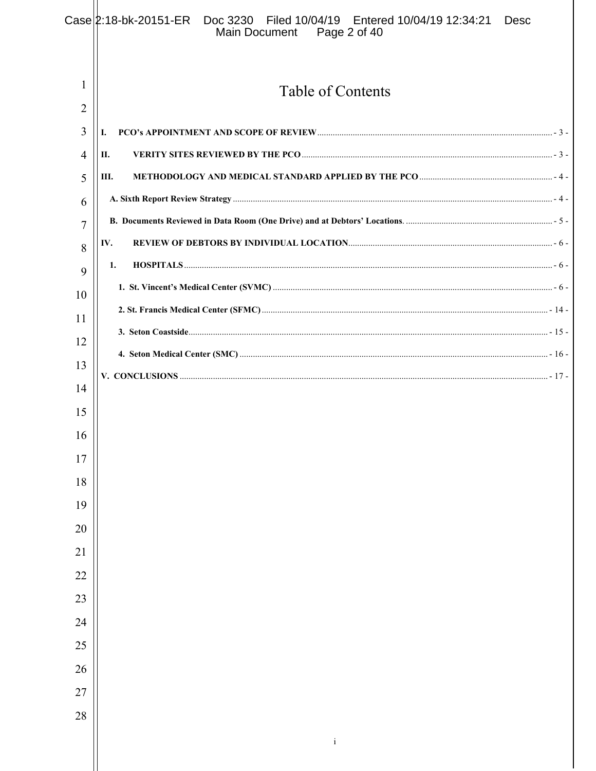# Table of Contents

I. PCO's APPOINTMENT AND SCOPE OF REVIEW ........ - 3 -

II. VERITY SITES REVIEWED BY THE PCO ........ - 3 -

III. METHODOLOGY AND MEDICAL STANDARD APPLIED BY THE PCO ........ - 4 -

A. Sixth Report Review Strategy ........ - 4 -

B. Documents Reviewed in Data Room (One Drive) and at Debtors' Locations. ........ - 5 -

IV. REVIEW OF DEBTORS BY INDIVIDUAL LOCATION ........ - 6 -

1. HOSPITALS ........ - 6 -

1. St. Vincent's Medical Center (SVMC) ........ - 6 -

2. St. Francis Medical Center (SFMC) ........ - 14 -

3. Seton Coastside ........ - 15 -

4. Seton Medical Center (SMC) ........ - 16 -

V. CONCLUSIONS ........ - 17 -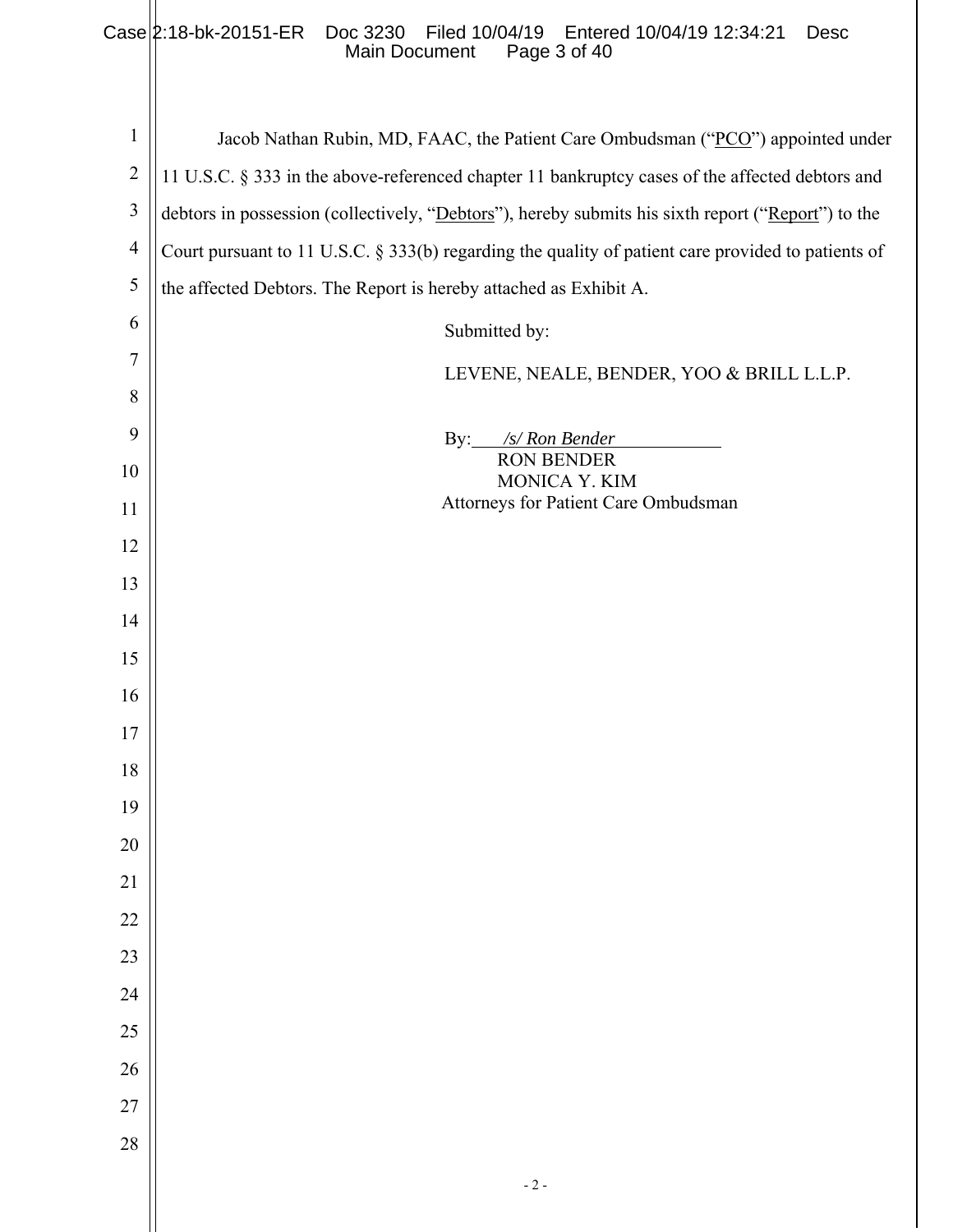Jacob Nathan Rubin, MD, FAAC, the Patient Care Ombudsman ("PCO") appointed under 11 U.S.C. § 333 in the above-referenced chapter 11 bankruptcy cases of the affected debtors and debtors in possession (collectively, "Debtors"), hereby submits his sixth report ("Report") to the Court pursuant to 11 U.S.C. § 333(b) regarding the quality of patient care provided to patients of the affected Debtors. The Report is hereby attached as Exhibit A.

Submitted by:

LEVENE, NEALE, BENDER, YOO & BRILL L.L.P.

By: *\/s\/ Ron Bender*
RON BENDER
MONICA Y. KIM
Attorneys for Patient Care Ombudsman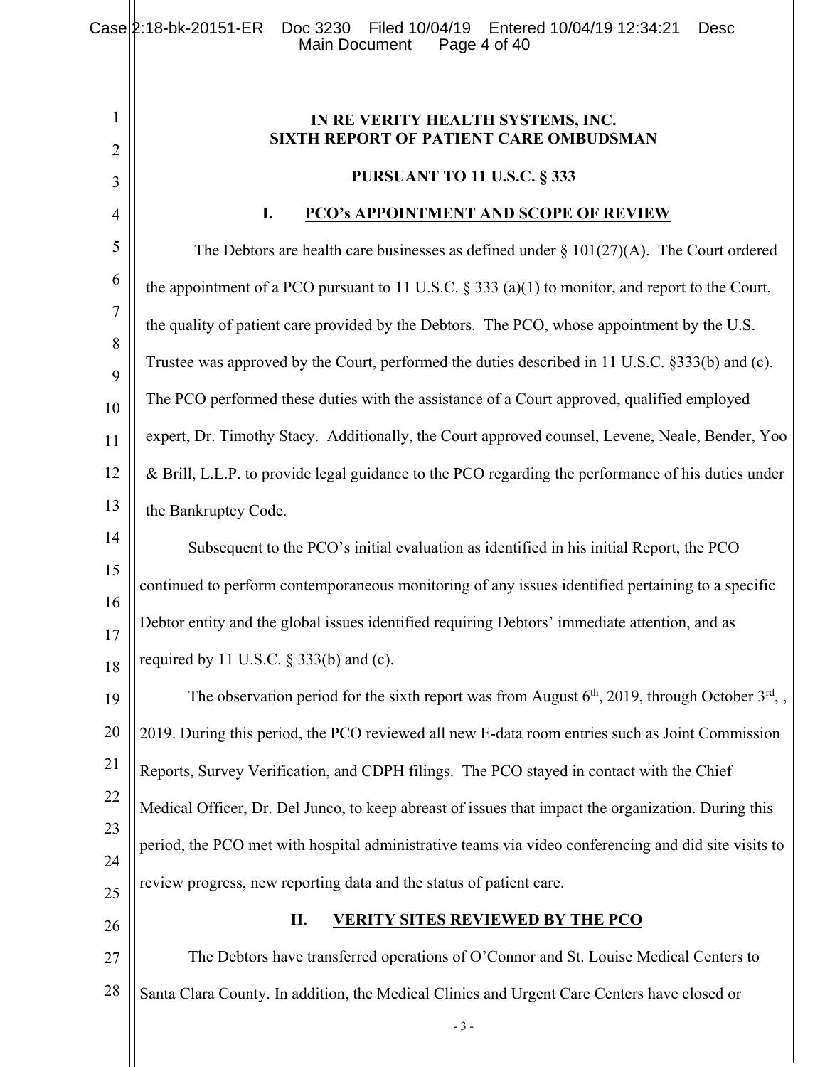**IN RE VERITY HEALTH SYSTEMS, INC.**
**SIXTH REPORT OF PATIENT CARE OMBUDSMAN**

**PURSUANT TO 11 U.S.C. § 333**

## I. PCO's APPOINTMENT AND SCOPE OF REVIEW

The Debtors are health care businesses as defined under § 101(27)(A). The Court ordered the appointment of a PCO pursuant to 11 U.S.C. § 333 (a)(1) to monitor, and report to the Court, the quality of patient care provided by the Debtors. The PCO, whose appointment by the U.S. Trustee was approved by the Court, performed the duties described in 11 U.S.C. §333(b) and (c). The PCO performed these duties with the assistance of a Court approved, qualified employed expert, Dr. Timothy Stacy. Additionally, the Court approved counsel, Levene, Neale, Bender, Yoo & Brill, L.L.P. to provide legal guidance to the PCO regarding the performance of his duties under the Bankruptcy Code.

Subsequent to the PCO's initial evaluation as identified in his initial Report, the PCO continued to perform contemporaneous monitoring of any issues identified pertaining to a specific Debtor entity and the global issues identified requiring Debtors' immediate attention, and as required by 11 U.S.C. § 333(b) and (c).

The observation period for the sixth report was from August 6th, 2019, through October 3rd, , 2019. During this period, the PCO reviewed all new E-data room entries such as Joint Commission Reports, Survey Verification, and CDPH filings. The PCO stayed in contact with the Chief Medical Officer, Dr. Del Junco, to keep abreast of issues that impact the organization. During this period, the PCO met with hospital administrative teams via video conferencing and did site visits to review progress, new reporting data and the status of patient care.

## II. VERITY SITES REVIEWED BY THE PCO

The Debtors have transferred operations of O'Connor and St. Louise Medical Centers to Santa Clara County. In addition, the Medical Clinics and Urgent Care Centers have closed or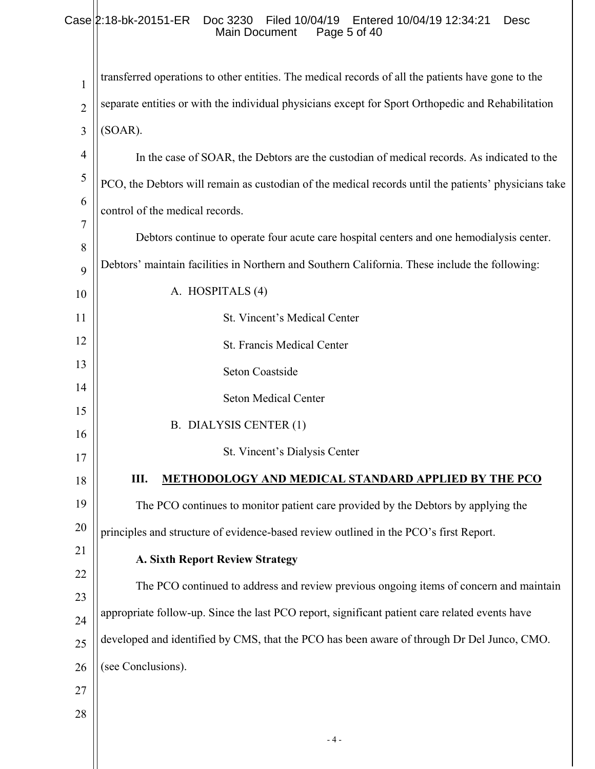transferred operations to other entities. The medical records of all the patients have gone to the separate entities or with the individual physicians except for Sport Orthopedic and Rehabilitation (SOAR).

In the case of SOAR, the Debtors are the custodian of medical records. As indicated to the PCO, the Debtors will remain as custodian of the medical records until the patients' physicians take control of the medical records.

Debtors continue to operate four acute care hospital centers and one hemodialysis center. Debtors' maintain facilities in Northern and Southern California. These include the following:

A. HOSPITALS (4)

St. Vincent's Medical Center

St. Francis Medical Center

Seton Coastside

Seton Medical Center

B. DIALYSIS CENTER (1)

St. Vincent's Dialysis Center

## III. METHODOLOGY AND MEDICAL STANDARD APPLIED BY THE PCO

The PCO continues to monitor patient care provided by the Debtors by applying the principles and structure of evidence-based review outlined in the PCO's first Report.

### A. Sixth Report Review Strategy

The PCO continued to address and review previous ongoing items of concern and maintain appropriate follow-up. Since the last PCO report, significant patient care related events have developed and identified by CMS, that the PCO has been aware of through Dr Del Junco, CMO. (see Conclusions).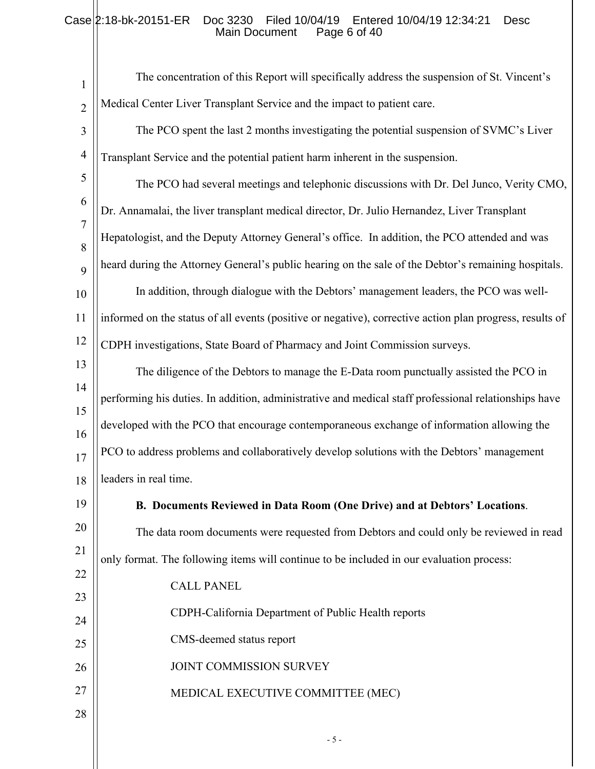The concentration of this Report will specifically address the suspension of St. Vincent's Medical Center Liver Transplant Service and the impact to patient care.

The PCO spent the last 2 months investigating the potential suspension of SVMC's Liver Transplant Service and the potential patient harm inherent in the suspension.

The PCO had several meetings and telephonic discussions with Dr. Del Junco, Verity CMO, Dr. Annamalai, the liver transplant medical director, Dr. Julio Hernandez, Liver Transplant Hepatologist, and the Deputy Attorney General's office. In addition, the PCO attended and was heard during the Attorney General's public hearing on the sale of the Debtor's remaining hospitals.

In addition, through dialogue with the Debtors' management leaders, the PCO was well-informed on the status of all events (positive or negative), corrective action plan progress, results of CDPH investigations, State Board of Pharmacy and Joint Commission surveys.

The diligence of the Debtors to manage the E-Data room punctually assisted the PCO in performing his duties. In addition, administrative and medical staff professional relationships have developed with the PCO that encourage contemporaneous exchange of information allowing the PCO to address problems and collaboratively develop solutions with the Debtors' management leaders in real time.

**B. Documents Reviewed in Data Room (One Drive) and at Debtors' Locations**.

The data room documents were requested from Debtors and could only be reviewed in read only format. The following items will continue to be included in our evaluation process:

CALL PANEL

CDPH-California Department of Public Health reports

CMS-deemed status report

JOINT COMMISSION SURVEY

MEDICAL EXECUTIVE COMMITTEE (MEC)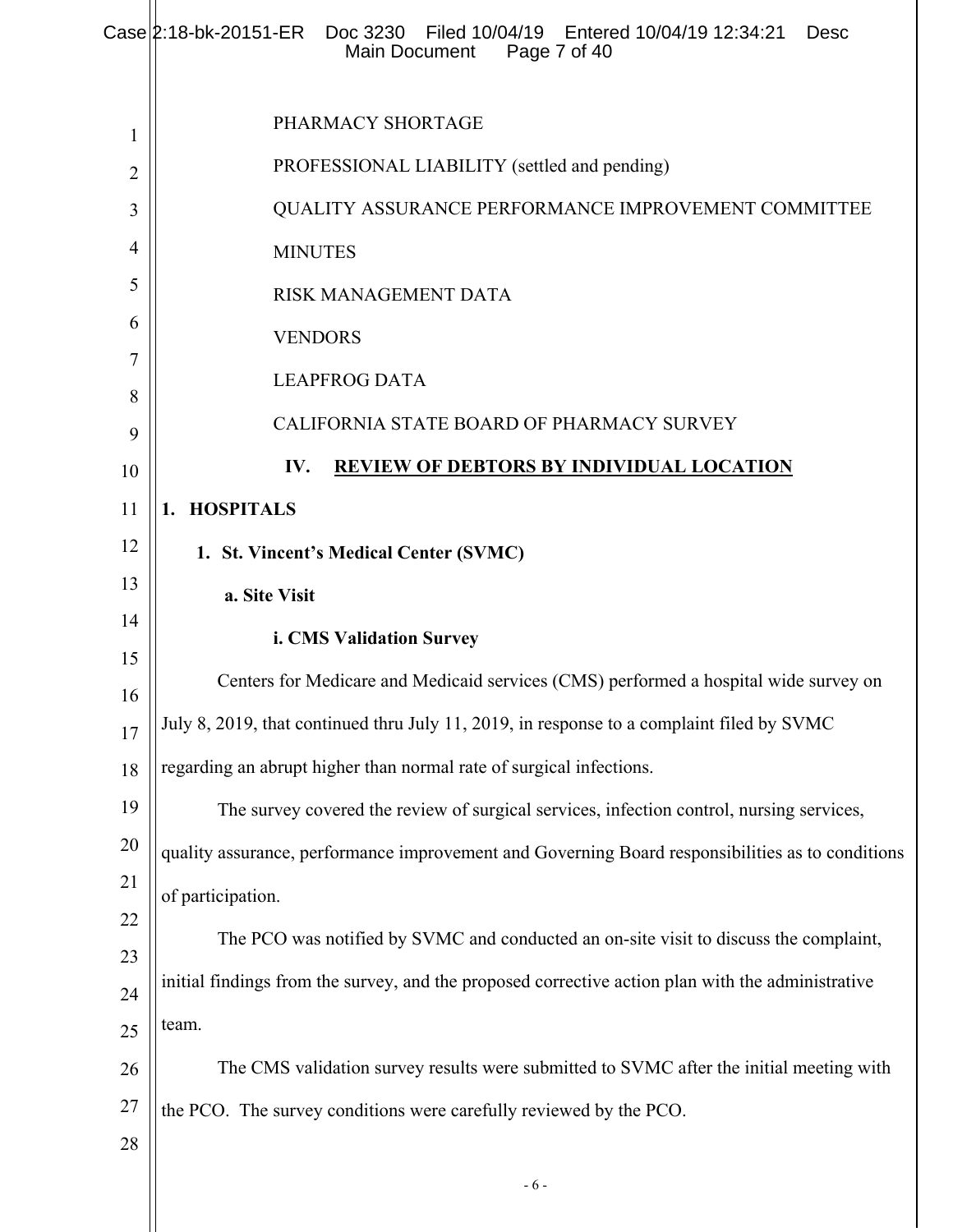PHARMACY SHORTAGE

PROFESSIONAL LIABILITY (settled and pending)

QUALITY ASSURANCE PERFORMANCE IMPROVEMENT COMMITTEE MINUTES

RISK MANAGEMENT DATA

VENDORS

LEAPFROG DATA

CALIFORNIA STATE BOARD OF PHARMACY SURVEY

## IV. REVIEW OF DEBTORS BY INDIVIDUAL LOCATION

### 1. HOSPITALS

#### 1. St. Vincent's Medical Center (SVMC)

**a. Site Visit**

**i. CMS Validation Survey**

Centers for Medicare and Medicaid services (CMS) performed a hospital wide survey on July 8, 2019, that continued thru July 11, 2019, in response to a complaint filed by SVMC regarding an abrupt higher than normal rate of surgical infections.

The survey covered the review of surgical services, infection control, nursing services, quality assurance, performance improvement and Governing Board responsibilities as to conditions of participation.

The PCO was notified by SVMC and conducted an on-site visit to discuss the complaint, initial findings from the survey, and the proposed corrective action plan with the administrative team.

The CMS validation survey results were submitted to SVMC after the initial meeting with the PCO. The survey conditions were carefully reviewed by the PCO.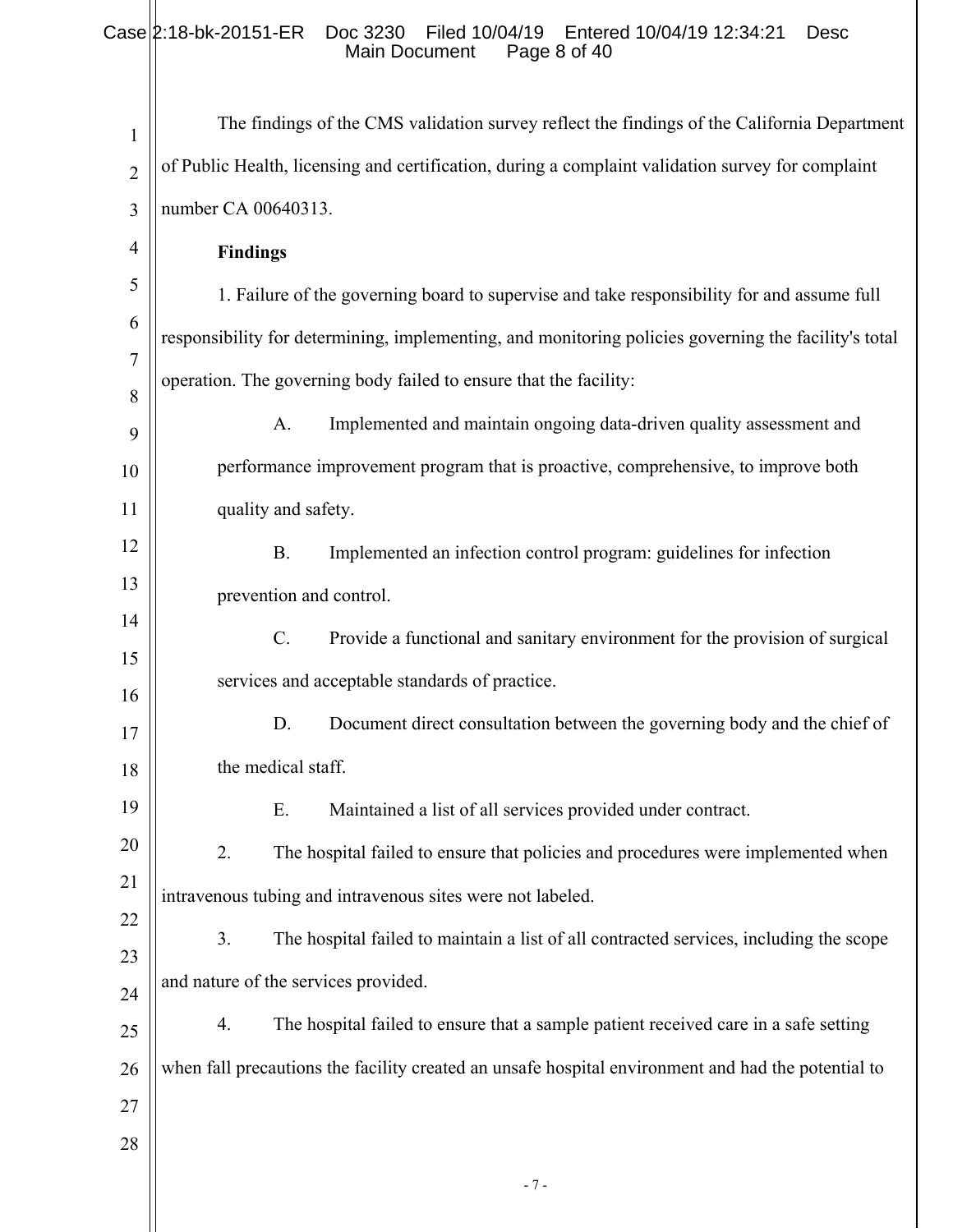The findings of the CMS validation survey reflect the findings of the California Department of Public Health, licensing and certification, during a complaint validation survey for complaint number CA 00640313.

**Findings**

1. Failure of the governing board to supervise and take responsibility for and assume full responsibility for determining, implementing, and monitoring policies governing the facility's total operation. The governing body failed to ensure that the facility:

A. Implemented and maintain ongoing data-driven quality assessment and performance improvement program that is proactive, comprehensive, to improve both quality and safety.

B. Implemented an infection control program: guidelines for infection prevention and control.

C. Provide a functional and sanitary environment for the provision of surgical services and acceptable standards of practice.

D. Document direct consultation between the governing body and the chief of the medical staff.

E. Maintained a list of all services provided under contract.

2. The hospital failed to ensure that policies and procedures were implemented when intravenous tubing and intravenous sites were not labeled.

3. The hospital failed to maintain a list of all contracted services, including the scope and nature of the services provided.

4. The hospital failed to ensure that a sample patient received care in a safe setting when fall precautions the facility created an unsafe hospital environment and had the potential to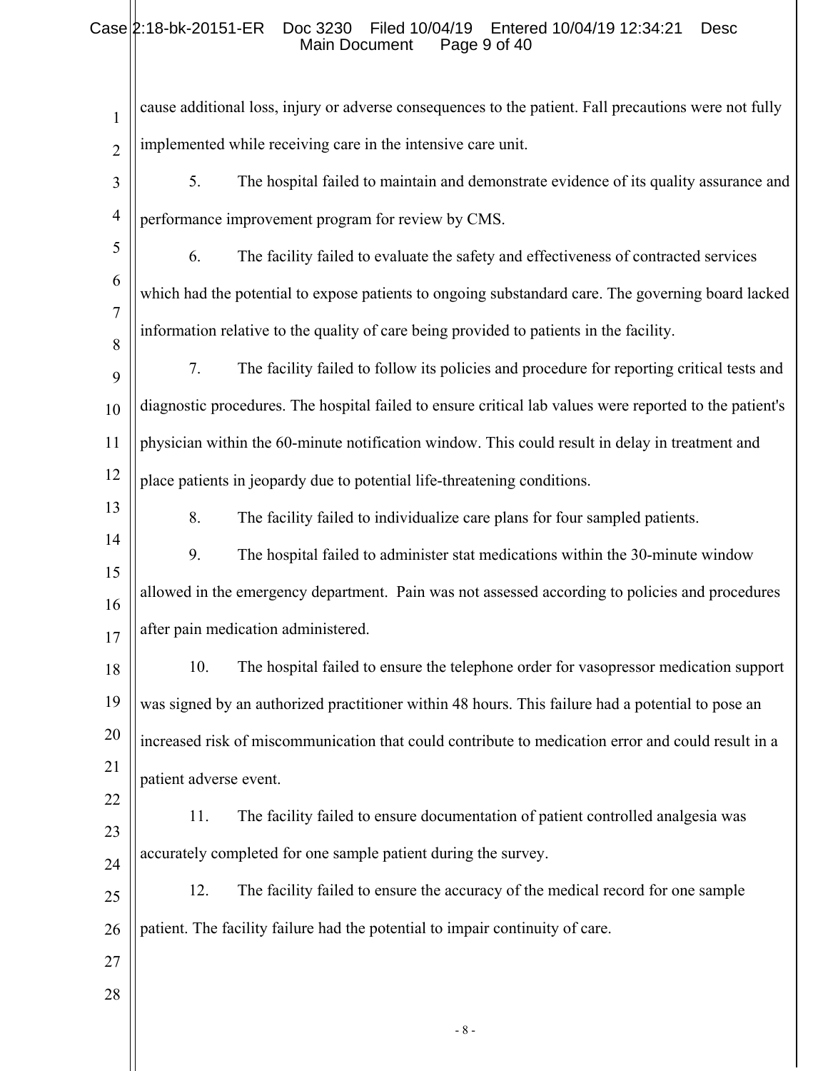cause additional loss, injury or adverse consequences to the patient. Fall precautions were not fully implemented while receiving care in the intensive care unit.

5. The hospital failed to maintain and demonstrate evidence of its quality assurance and performance improvement program for review by CMS.

6. The facility failed to evaluate the safety and effectiveness of contracted services which had the potential to expose patients to ongoing substandard care. The governing board lacked information relative to the quality of care being provided to patients in the facility.

7. The facility failed to follow its policies and procedure for reporting critical tests and diagnostic procedures. The hospital failed to ensure critical lab values were reported to the patient's physician within the 60-minute notification window. This could result in delay in treatment and place patients in jeopardy due to potential life-threatening conditions.

8. The facility failed to individualize care plans for four sampled patients.

9. The hospital failed to administer stat medications within the 30-minute window allowed in the emergency department. Pain was not assessed according to policies and procedures after pain medication administered.

10. The hospital failed to ensure the telephone order for vasopressor medication support was signed by an authorized practitioner within 48 hours. This failure had a potential to pose an increased risk of miscommunication that could contribute to medication error and could result in a patient adverse event.

11. The facility failed to ensure documentation of patient controlled analgesia was accurately completed for one sample patient during the survey.

12. The facility failed to ensure the accuracy of the medical record for one sample patient. The facility failure had the potential to impair continuity of care.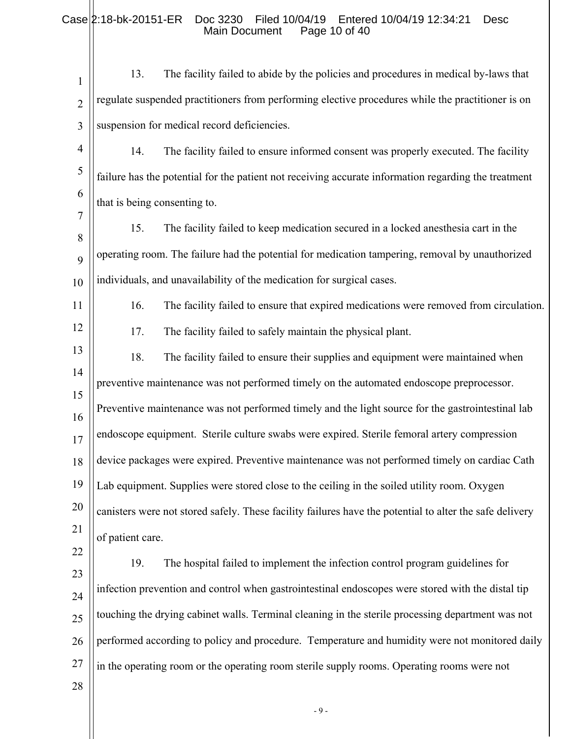13. The facility failed to abide by the policies and procedures in medical by-laws that regulate suspended practitioners from performing elective procedures while the practitioner is on suspension for medical record deficiencies.

14. The facility failed to ensure informed consent was properly executed. The facility failure has the potential for the patient not receiving accurate information regarding the treatment that is being consenting to.

15. The facility failed to keep medication secured in a locked anesthesia cart in the operating room. The failure had the potential for medication tampering, removal by unauthorized individuals, and unavailability of the medication for surgical cases.

16. The facility failed to ensure that expired medications were removed from circulation.

17. The facility failed to safely maintain the physical plant.

18. The facility failed to ensure their supplies and equipment were maintained when preventive maintenance was not performed timely on the automated endoscope preprocessor. Preventive maintenance was not performed timely and the light source for the gastrointestinal lab endoscope equipment. Sterile culture swabs were expired. Sterile femoral artery compression device packages were expired. Preventive maintenance was not performed timely on cardiac Cath Lab equipment. Supplies were stored close to the ceiling in the soiled utility room. Oxygen canisters were not stored safely. These facility failures have the potential to alter the safe delivery of patient care.

19. The hospital failed to implement the infection control program guidelines for infection prevention and control when gastrointestinal endoscopes were stored with the distal tip touching the drying cabinet walls. Terminal cleaning in the sterile processing department was not performed according to policy and procedure. Temperature and humidity were not monitored daily in the operating room or the operating room sterile supply rooms. Operating rooms were not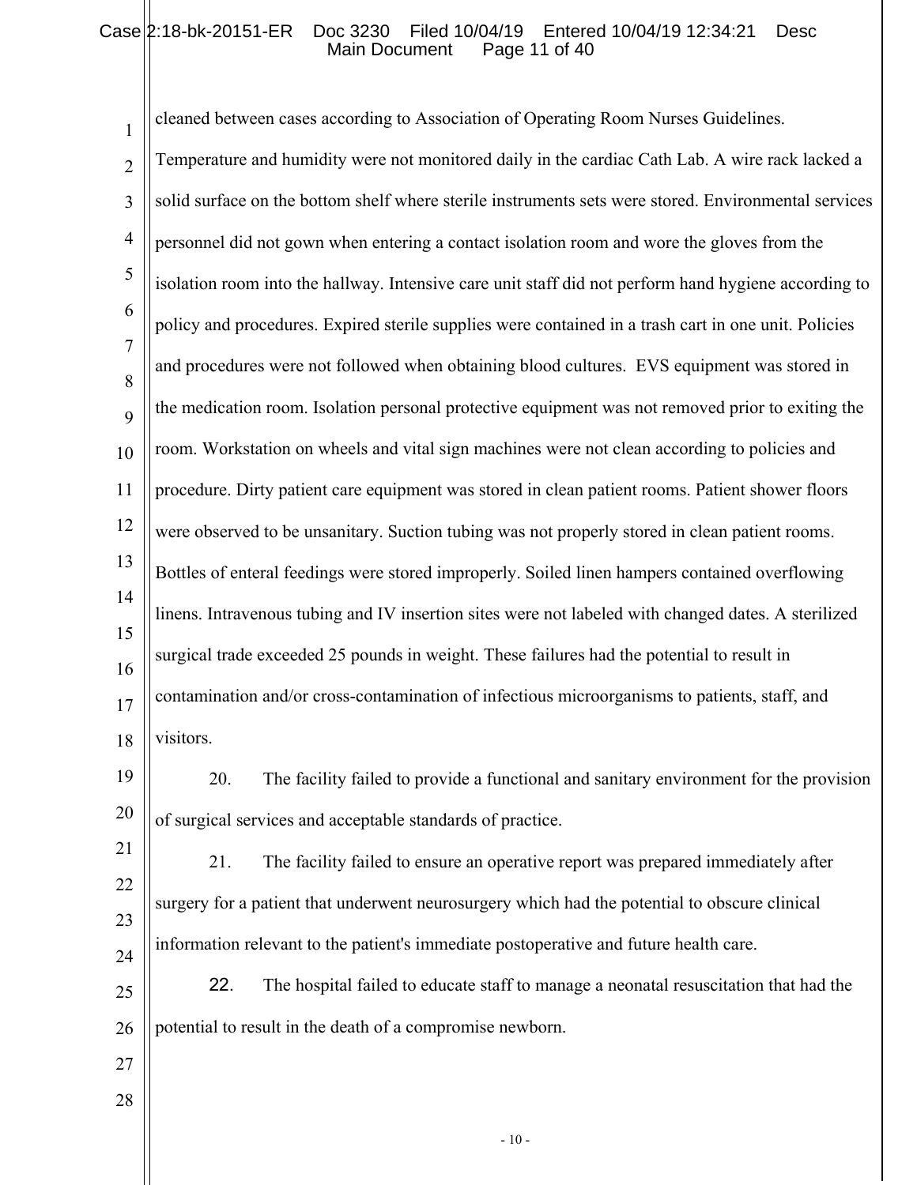cleaned between cases according to Association of Operating Room Nurses Guidelines. Temperature and humidity were not monitored daily in the cardiac Cath Lab. A wire rack lacked a solid surface on the bottom shelf where sterile instruments sets were stored. Environmental services personnel did not gown when entering a contact isolation room and wore the gloves from the isolation room into the hallway. Intensive care unit staff did not perform hand hygiene according to policy and procedures. Expired sterile supplies were contained in a trash cart in one unit. Policies and procedures were not followed when obtaining blood cultures. EVS equipment was stored in the medication room. Isolation personal protective equipment was not removed prior to exiting the room. Workstation on wheels and vital sign machines were not clean according to policies and procedure. Dirty patient care equipment was stored in clean patient rooms. Patient shower floors were observed to be unsanitary. Suction tubing was not properly stored in clean patient rooms. Bottles of enteral feedings were stored improperly. Soiled linen hampers contained overflowing linens. Intravenous tubing and IV insertion sites were not labeled with changed dates. A sterilized surgical trade exceeded 25 pounds in weight. These failures had the potential to result in contamination and/or cross-contamination of infectious microorganisms to patients, staff, and visitors.

20. The facility failed to provide a functional and sanitary environment for the provision of surgical services and acceptable standards of practice.

21. The facility failed to ensure an operative report was prepared immediately after surgery for a patient that underwent neurosurgery which had the potential to obscure clinical information relevant to the patient's immediate postoperative and future health care.

22. The hospital failed to educate staff to manage a neonatal resuscitation that had the potential to result in the death of a compromise newborn.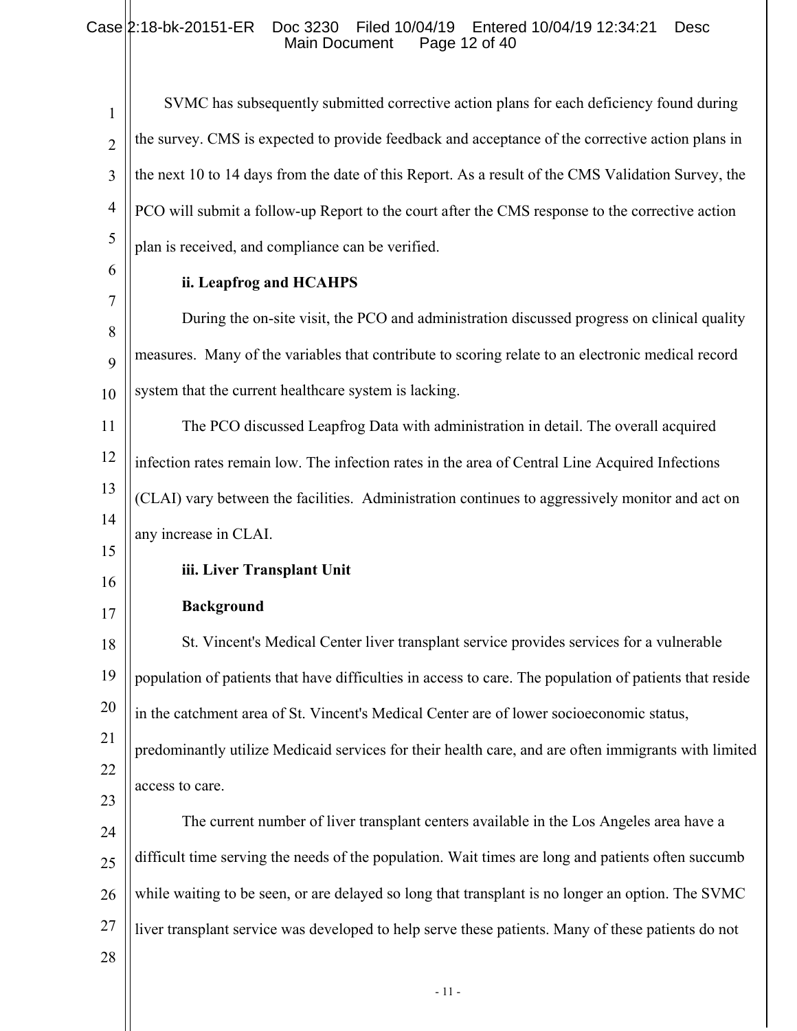SVMC has subsequently submitted corrective action plans for each deficiency found during the survey. CMS is expected to provide feedback and acceptance of the corrective action plans in the next 10 to 14 days from the date of this Report. As a result of the CMS Validation Survey, the PCO will submit a follow-up Report to the court after the CMS response to the corrective action plan is received, and compliance can be verified.

**ii. Leapfrog and HCAHPS**

During the on-site visit, the PCO and administration discussed progress on clinical quality measures. Many of the variables that contribute to scoring relate to an electronic medical record system that the current healthcare system is lacking.

The PCO discussed Leapfrog Data with administration in detail. The overall acquired infection rates remain low. The infection rates in the area of Central Line Acquired Infections (CLAI) vary between the facilities. Administration continues to aggressively monitor and act on any increase in CLAI.

**iii. Liver Transplant Unit**

**Background**

St. Vincent's Medical Center liver transplant service provides services for a vulnerable population of patients that have difficulties in access to care. The population of patients that reside in the catchment area of St. Vincent's Medical Center are of lower socioeconomic status, predominantly utilize Medicaid services for their health care, and are often immigrants with limited access to care.

The current number of liver transplant centers available in the Los Angeles area have a difficult time serving the needs of the population. Wait times are long and patients often succumb while waiting to be seen, or are delayed so long that transplant is no longer an option. The SVMC liver transplant service was developed to help serve these patients. Many of these patients do not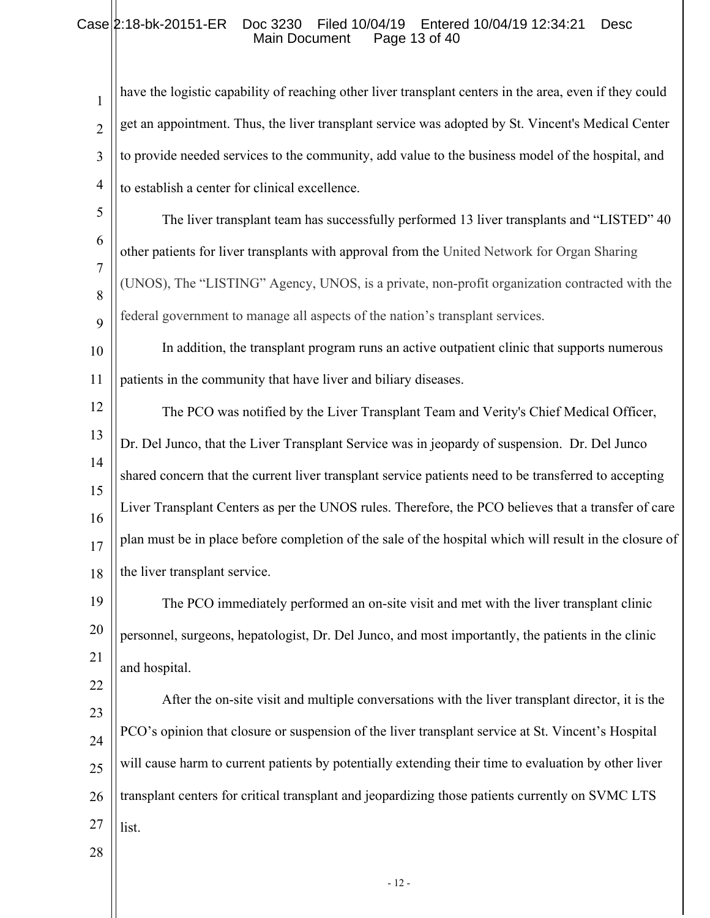have the logistic capability of reaching other liver transplant centers in the area, even if they could get an appointment. Thus, the liver transplant service was adopted by St. Vincent's Medical Center to provide needed services to the community, add value to the business model of the hospital, and to establish a center for clinical excellence.

The liver transplant team has successfully performed 13 liver transplants and "LISTED" 40 other patients for liver transplants with approval from the United Network for Organ Sharing (UNOS), The "LISTING" Agency, UNOS, is a private, non-profit organization contracted with the federal government to manage all aspects of the nation's transplant services.

In addition, the transplant program runs an active outpatient clinic that supports numerous patients in the community that have liver and biliary diseases.

The PCO was notified by the Liver Transplant Team and Verity's Chief Medical Officer, Dr. Del Junco, that the Liver Transplant Service was in jeopardy of suspension. Dr. Del Junco shared concern that the current liver transplant service patients need to be transferred to accepting Liver Transplant Centers as per the UNOS rules. Therefore, the PCO believes that a transfer of care plan must be in place before completion of the sale of the hospital which will result in the closure of the liver transplant service.

The PCO immediately performed an on-site visit and met with the liver transplant clinic personnel, surgeons, hepatologist, Dr. Del Junco, and most importantly, the patients in the clinic and hospital.

After the on-site visit and multiple conversations with the liver transplant director, it is the PCO's opinion that closure or suspension of the liver transplant service at St. Vincent's Hospital will cause harm to current patients by potentially extending their time to evaluation by other liver transplant centers for critical transplant and jeopardizing those patients currently on SVMC LTS list.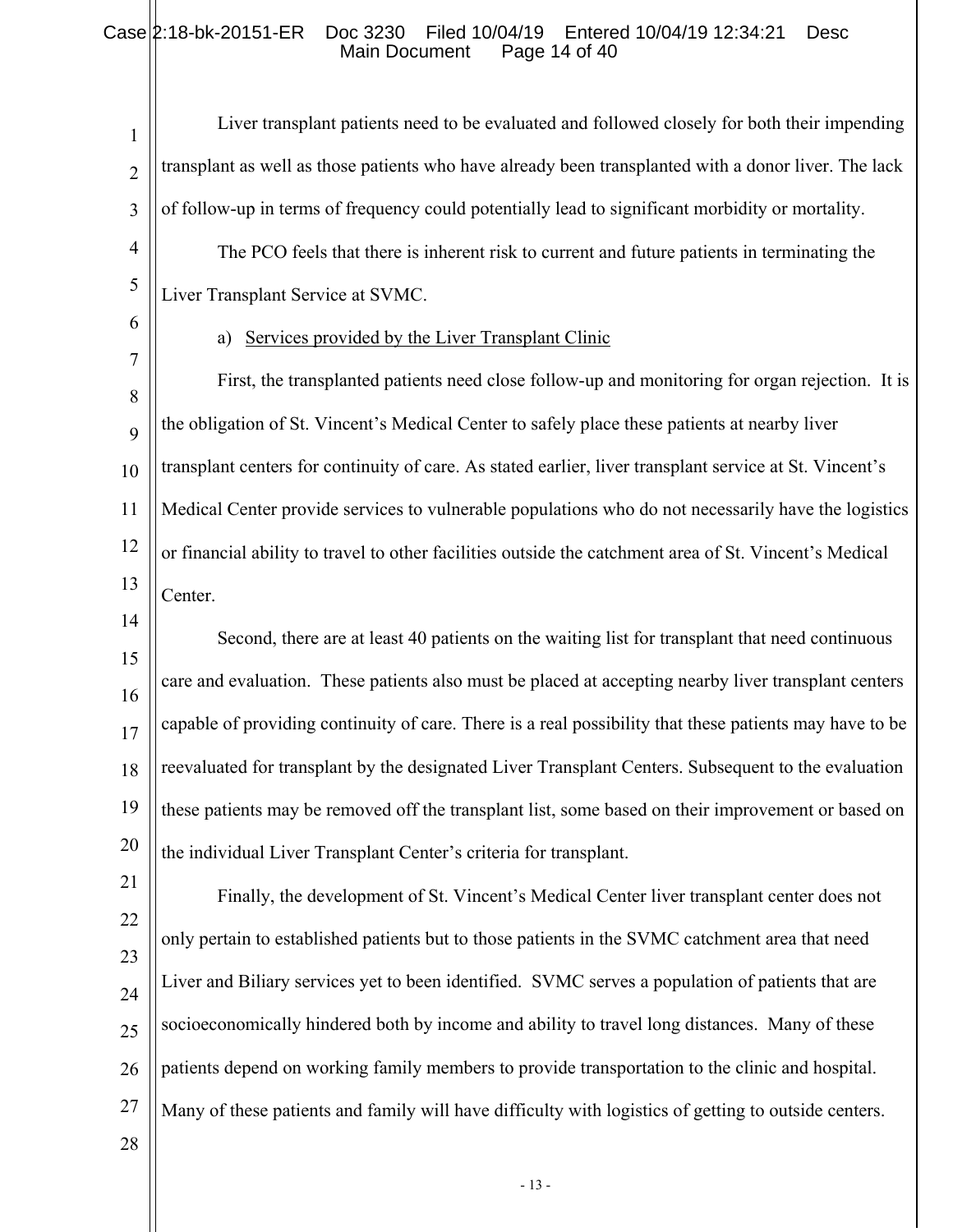Liver transplant patients need to be evaluated and followed closely for both their impending transplant as well as those patients who have already been transplanted with a donor liver. The lack of follow-up in terms of frequency could potentially lead to significant morbidity or mortality.

The PCO feels that there is inherent risk to current and future patients in terminating the Liver Transplant Service at SVMC.

a) Services provided by the Liver Transplant Clinic

First, the transplanted patients need close follow-up and monitoring for organ rejection. It is the obligation of St. Vincent's Medical Center to safely place these patients at nearby liver transplant centers for continuity of care. As stated earlier, liver transplant service at St. Vincent's Medical Center provide services to vulnerable populations who do not necessarily have the logistics or financial ability to travel to other facilities outside the catchment area of St. Vincent's Medical Center.

Second, there are at least 40 patients on the waiting list for transplant that need continuous care and evaluation. These patients also must be placed at accepting nearby liver transplant centers capable of providing continuity of care. There is a real possibility that these patients may have to be reevaluated for transplant by the designated Liver Transplant Centers. Subsequent to the evaluation these patients may be removed off the transplant list, some based on their improvement or based on the individual Liver Transplant Center's criteria for transplant.

Finally, the development of St. Vincent's Medical Center liver transplant center does not only pertain to established patients but to those patients in the SVMC catchment area that need Liver and Biliary services yet to been identified. SVMC serves a population of patients that are socioeconomically hindered both by income and ability to travel long distances. Many of these patients depend on working family members to provide transportation to the clinic and hospital. Many of these patients and family will have difficulty with logistics of getting to outside centers.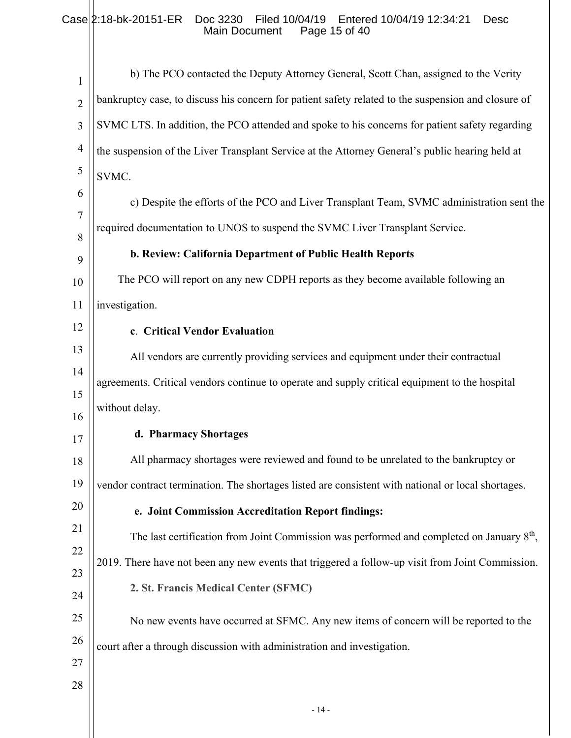b) The PCO contacted the Deputy Attorney General, Scott Chan, assigned to the Verity bankruptcy case, to discuss his concern for patient safety related to the suspension and closure of SVMC LTS. In addition, the PCO attended and spoke to his concerns for patient safety regarding the suspension of the Liver Transplant Service at the Attorney General's public hearing held at SVMC.

c) Despite the efforts of the PCO and Liver Transplant Team, SVMC administration sent the required documentation to UNOS to suspend the SVMC Liver Transplant Service.

**b. Review: California Department of Public Health Reports**

The PCO will report on any new CDPH reports as they become available following an investigation.

**c. Critical Vendor Evaluation**

All vendors are currently providing services and equipment under their contractual agreements. Critical vendors continue to operate and supply critical equipment to the hospital without delay.

**d. Pharmacy Shortages**

All pharmacy shortages were reviewed and found to be unrelated to the bankruptcy or vendor contract termination. The shortages listed are consistent with national or local shortages.

**e. Joint Commission Accreditation Report findings:**

The last certification from Joint Commission was performed and completed on January 8th, 2019. There have not been any new events that triggered a follow-up visit from Joint Commission.

**2. St. Francis Medical Center (SFMC)**

No new events have occurred at SFMC. Any new items of concern will be reported to the court after a through discussion with administration and investigation.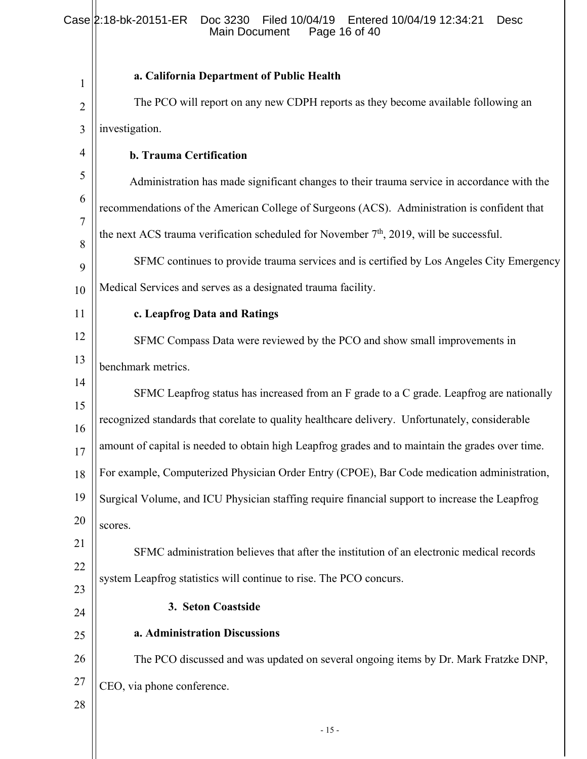**a. California Department of Public Health**

The PCO will report on any new CDPH reports as they become available following an investigation.

**b. Trauma Certification**

Administration has made significant changes to their trauma service in accordance with the recommendations of the American College of Surgeons (ACS). Administration is confident that the next ACS trauma verification scheduled for November 7th, 2019, will be successful.

SFMC continues to provide trauma services and is certified by Los Angeles City Emergency Medical Services and serves as a designated trauma facility.

**c. Leapfrog Data and Ratings**

SFMC Compass Data were reviewed by the PCO and show small improvements in benchmark metrics.

SFMC Leapfrog status has increased from an F grade to a C grade. Leapfrog are nationally recognized standards that corelate to quality healthcare delivery. Unfortunately, considerable amount of capital is needed to obtain high Leapfrog grades and to maintain the grades over time. For example, Computerized Physician Order Entry (CPOE), Bar Code medication administration, Surgical Volume, and ICU Physician staffing require financial support to increase the Leapfrog scores.

SFMC administration believes that after the institution of an electronic medical records system Leapfrog statistics will continue to rise. The PCO concurs.

**3. Seton Coastside**

**a. Administration Discussions**

The PCO discussed and was updated on several ongoing items by Dr. Mark Fratzke DNP, CEO, via phone conference.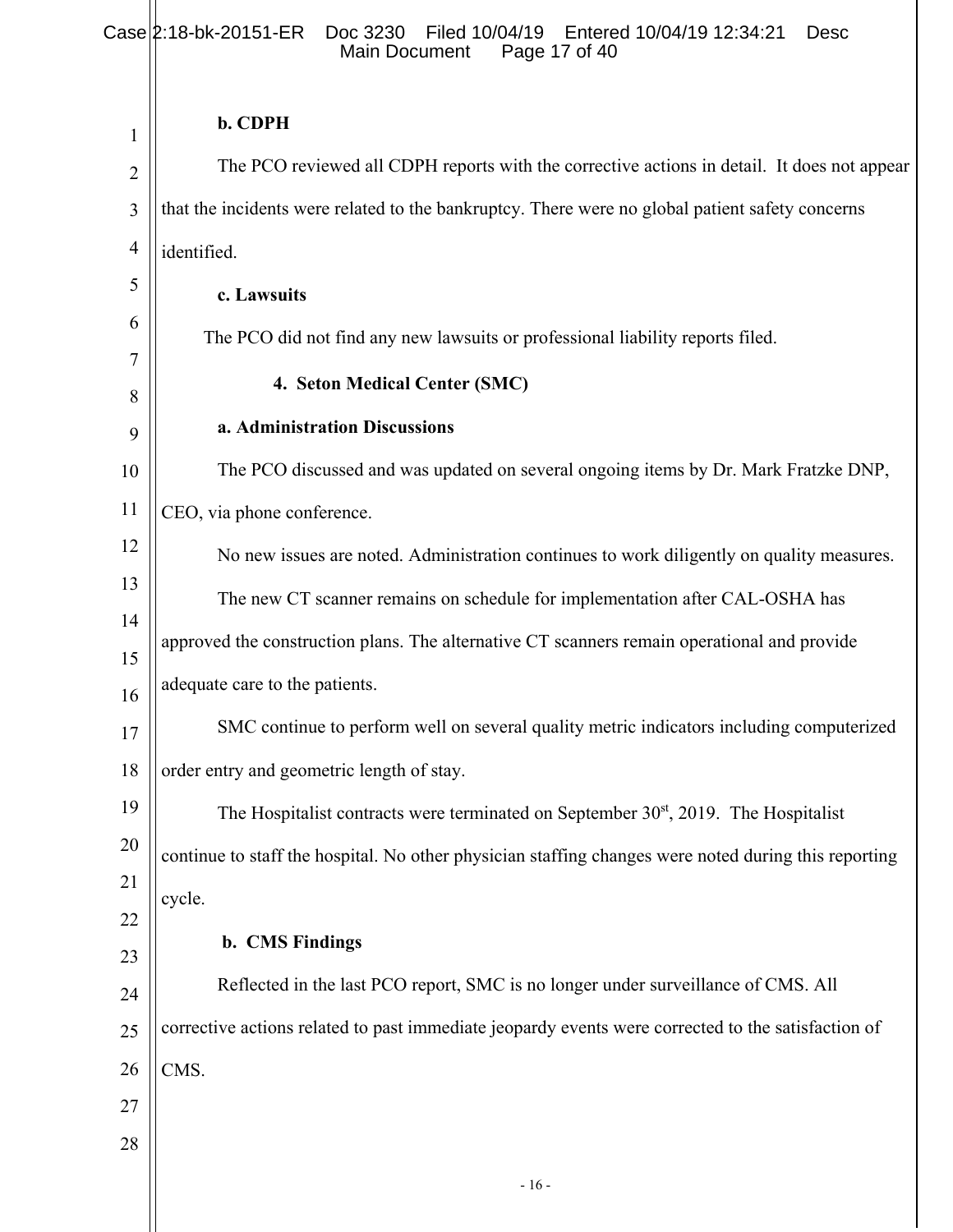**b. CDPH**

The PCO reviewed all CDPH reports with the corrective actions in detail. It does not appear that the incidents were related to the bankruptcy. There were no global patient safety concerns identified.

**c. Lawsuits**

The PCO did not find any new lawsuits or professional liability reports filed.

**4. Seton Medical Center (SMC)**

**a. Administration Discussions**

The PCO discussed and was updated on several ongoing items by Dr. Mark Fratzke DNP, CEO, via phone conference.

No new issues are noted. Administration continues to work diligently on quality measures.

The new CT scanner remains on schedule for implementation after CAL-OSHA has approved the construction plans. The alternative CT scanners remain operational and provide adequate care to the patients.

SMC continue to perform well on several quality metric indicators including computerized order entry and geometric length of stay.

The Hospitalist contracts were terminated on September 30st, 2019. The Hospitalist continue to staff the hospital. No other physician staffing changes were noted during this reporting cycle.

**b. CMS Findings**

Reflected in the last PCO report, SMC is no longer under surveillance of CMS. All corrective actions related to past immediate jeopardy events were corrected to the satisfaction of CMS.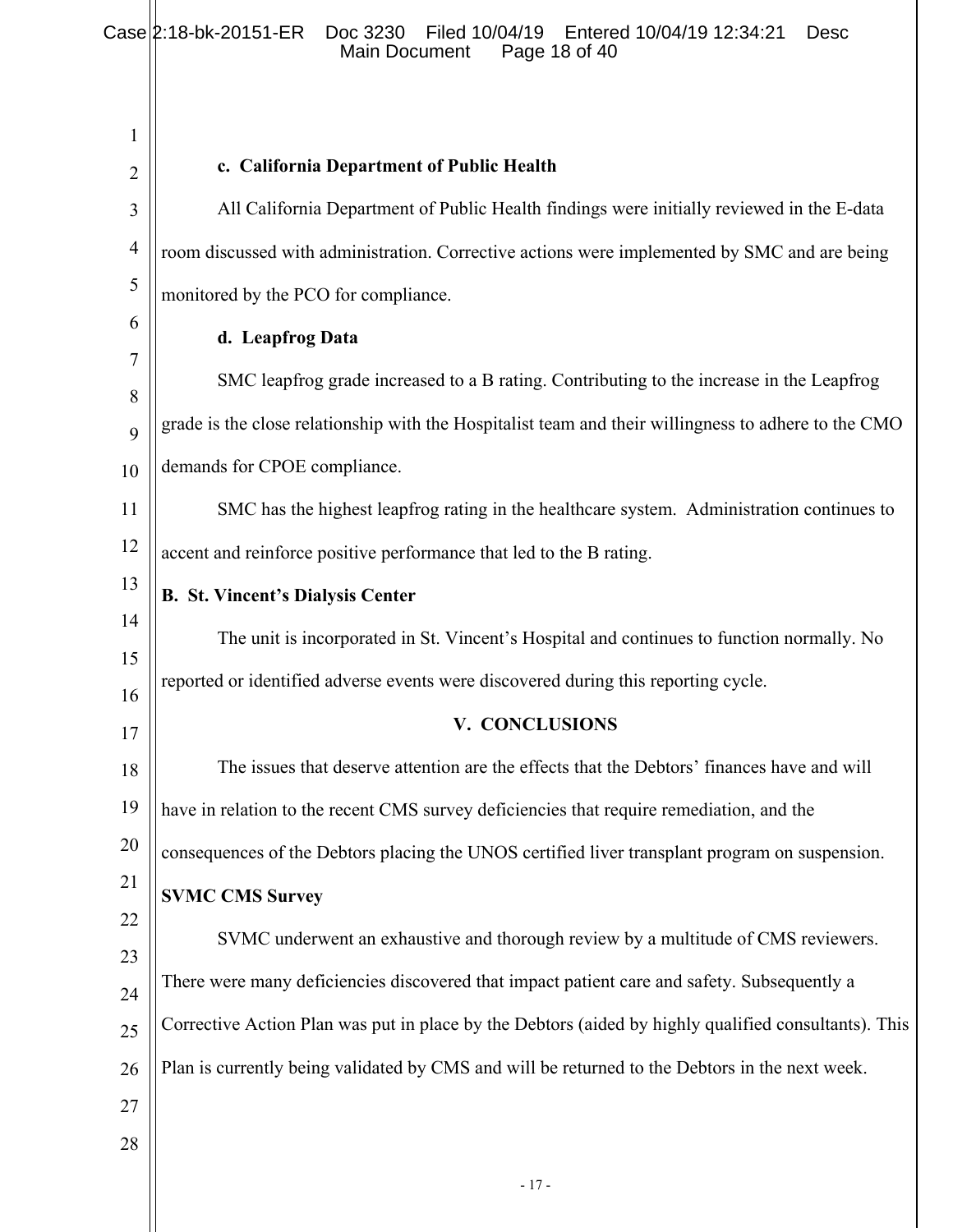**c. California Department of Public Health**

All California Department of Public Health findings were initially reviewed in the E-data room discussed with administration. Corrective actions were implemented by SMC and are being monitored by the PCO for compliance.

**d. Leapfrog Data**

SMC leapfrog grade increased to a B rating. Contributing to the increase in the Leapfrog grade is the close relationship with the Hospitalist team and their willingness to adhere to the CMO demands for CPOE compliance.

SMC has the highest leapfrog rating in the healthcare system. Administration continues to accent and reinforce positive performance that led to the B rating.

**B. St. Vincent's Dialysis Center**

The unit is incorporated in St. Vincent's Hospital and continues to function normally. No reported or identified adverse events were discovered during this reporting cycle.

## V. CONCLUSIONS

The issues that deserve attention are the effects that the Debtors' finances have and will have in relation to the recent CMS survey deficiencies that require remediation, and the consequences of the Debtors placing the UNOS certified liver transplant program on suspension.

**SVMC CMS Survey**

SVMC underwent an exhaustive and thorough review by a multitude of CMS reviewers. There were many deficiencies discovered that impact patient care and safety. Subsequently a Corrective Action Plan was put in place by the Debtors (aided by highly qualified consultants). This Plan is currently being validated by CMS and will be returned to the Debtors in the next week.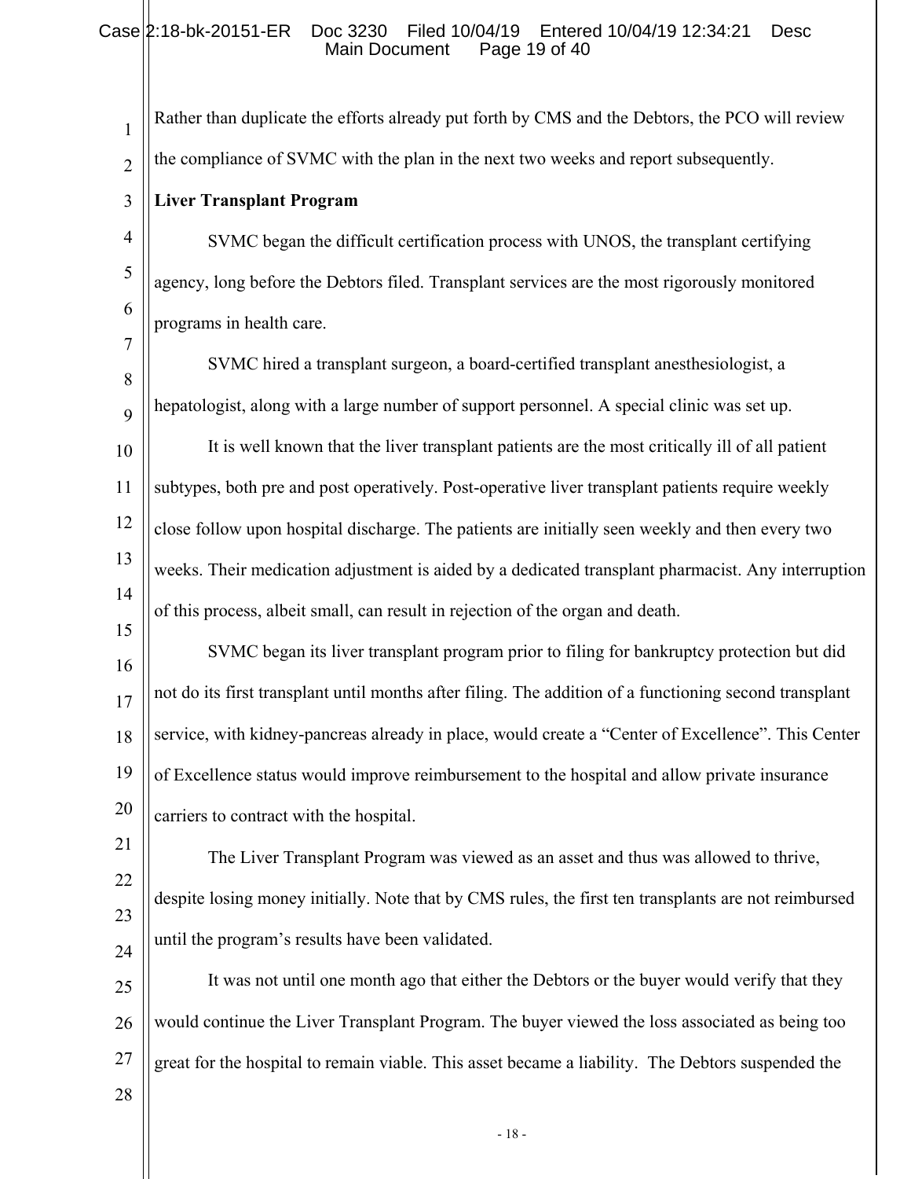Rather than duplicate the efforts already put forth by CMS and the Debtors, the PCO will review the compliance of SVMC with the plan in the next two weeks and report subsequently.

**Liver Transplant Program**

SVMC began the difficult certification process with UNOS, the transplant certifying agency, long before the Debtors filed. Transplant services are the most rigorously monitored programs in health care.

SVMC hired a transplant surgeon, a board-certified transplant anesthesiologist, a hepatologist, along with a large number of support personnel. A special clinic was set up.

It is well known that the liver transplant patients are the most critically ill of all patient subtypes, both pre and post operatively. Post-operative liver transplant patients require weekly close follow upon hospital discharge. The patients are initially seen weekly and then every two weeks. Their medication adjustment is aided by a dedicated transplant pharmacist. Any interruption of this process, albeit small, can result in rejection of the organ and death.

SVMC began its liver transplant program prior to filing for bankruptcy protection but did not do its first transplant until months after filing. The addition of a functioning second transplant service, with kidney-pancreas already in place, would create a "Center of Excellence". This Center of Excellence status would improve reimbursement to the hospital and allow private insurance carriers to contract with the hospital.

The Liver Transplant Program was viewed as an asset and thus was allowed to thrive, despite losing money initially. Note that by CMS rules, the first ten transplants are not reimbursed until the program's results have been validated.

It was not until one month ago that either the Debtors or the buyer would verify that they would continue the Liver Transplant Program. The buyer viewed the loss associated as being too great for the hospital to remain viable. This asset became a liability. The Debtors suspended the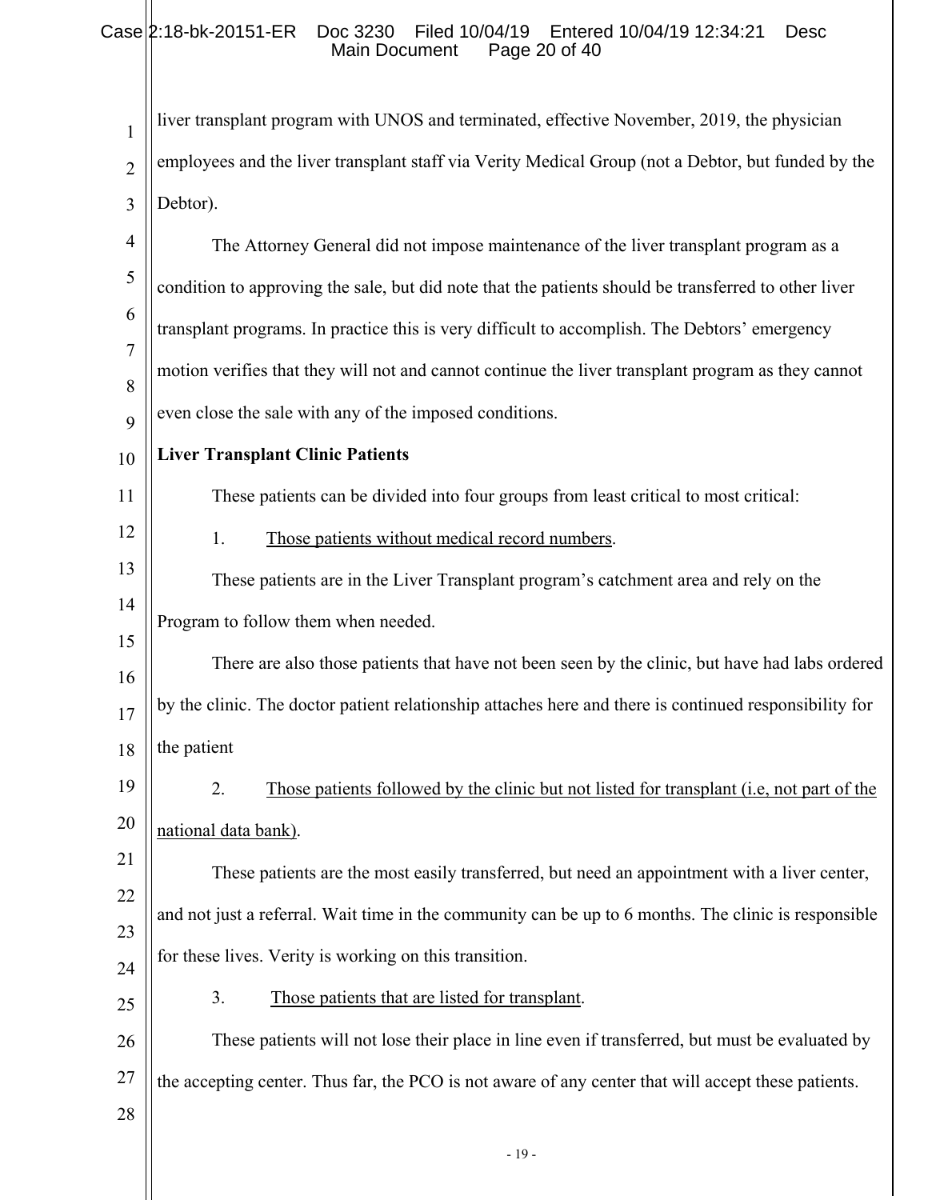liver transplant program with UNOS and terminated, effective November, 2019, the physician employees and the liver transplant staff via Verity Medical Group (not a Debtor, but funded by the Debtor).

The Attorney General did not impose maintenance of the liver transplant program as a condition to approving the sale, but did note that the patients should be transferred to other liver transplant programs. In practice this is very difficult to accomplish. The Debtors' emergency motion verifies that they will not and cannot continue the liver transplant program as they cannot even close the sale with any of the imposed conditions.

**Liver Transplant Clinic Patients**

These patients can be divided into four groups from least critical to most critical:

1. <u>Those patients without medical record numbers</u>.

These patients are in the Liver Transplant program's catchment area and rely on the Program to follow them when needed.

There are also those patients that have not been seen by the clinic, but have had labs ordered by the clinic. The doctor patient relationship attaches here and there is continued responsibility for the patient

2. <u>Those patients followed by the clinic but not listed for transplant (i.e, not part of the national data bank)</u>.

These patients are the most easily transferred, but need an appointment with a liver center, and not just a referral. Wait time in the community can be up to 6 months. The clinic is responsible for these lives. Verity is working on this transition.

3. <u>Those patients that are listed for transplant</u>.

These patients will not lose their place in line even if transferred, but must be evaluated by the accepting center. Thus far, the PCO is not aware of any center that will accept these patients.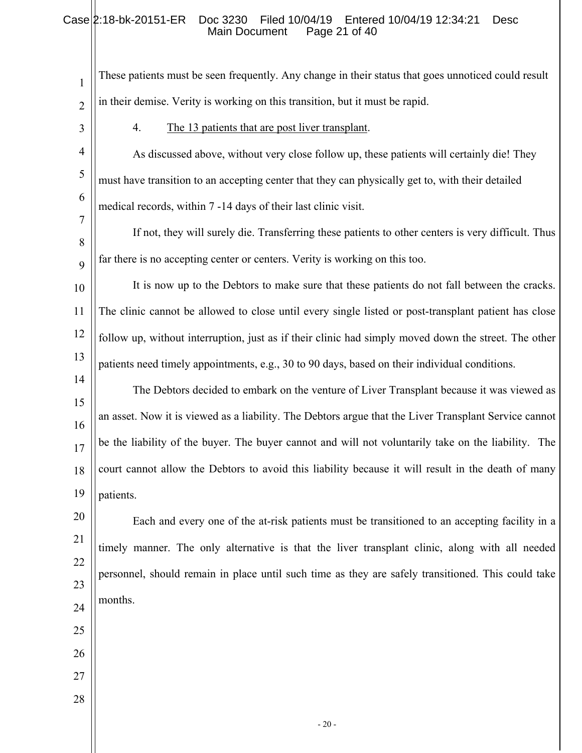These patients must be seen frequently. Any change in their status that goes unnoticed could result in their demise. Verity is working on this transition, but it must be rapid.

4. The 13 patients that are post liver transplant.

As discussed above, without very close follow up, these patients will certainly die! They must have transition to an accepting center that they can physically get to, with their detailed medical records, within 7 -14 days of their last clinic visit.

If not, they will surely die. Transferring these patients to other centers is very difficult. Thus far there is no accepting center or centers. Verity is working on this too.

It is now up to the Debtors to make sure that these patients do not fall between the cracks. The clinic cannot be allowed to close until every single listed or post-transplant patient has close follow up, without interruption, just as if their clinic had simply moved down the street. The other patients need timely appointments, e.g., 30 to 90 days, based on their individual conditions.

The Debtors decided to embark on the venture of Liver Transplant because it was viewed as an asset. Now it is viewed as a liability. The Debtors argue that the Liver Transplant Service cannot be the liability of the buyer. The buyer cannot and will not voluntarily take on the liability. The court cannot allow the Debtors to avoid this liability because it will result in the death of many patients.

Each and every one of the at-risk patients must be transitioned to an accepting facility in a timely manner. The only alternative is that the liver transplant clinic, along with all needed personnel, should remain in place until such time as they are safely transitioned. This could take months.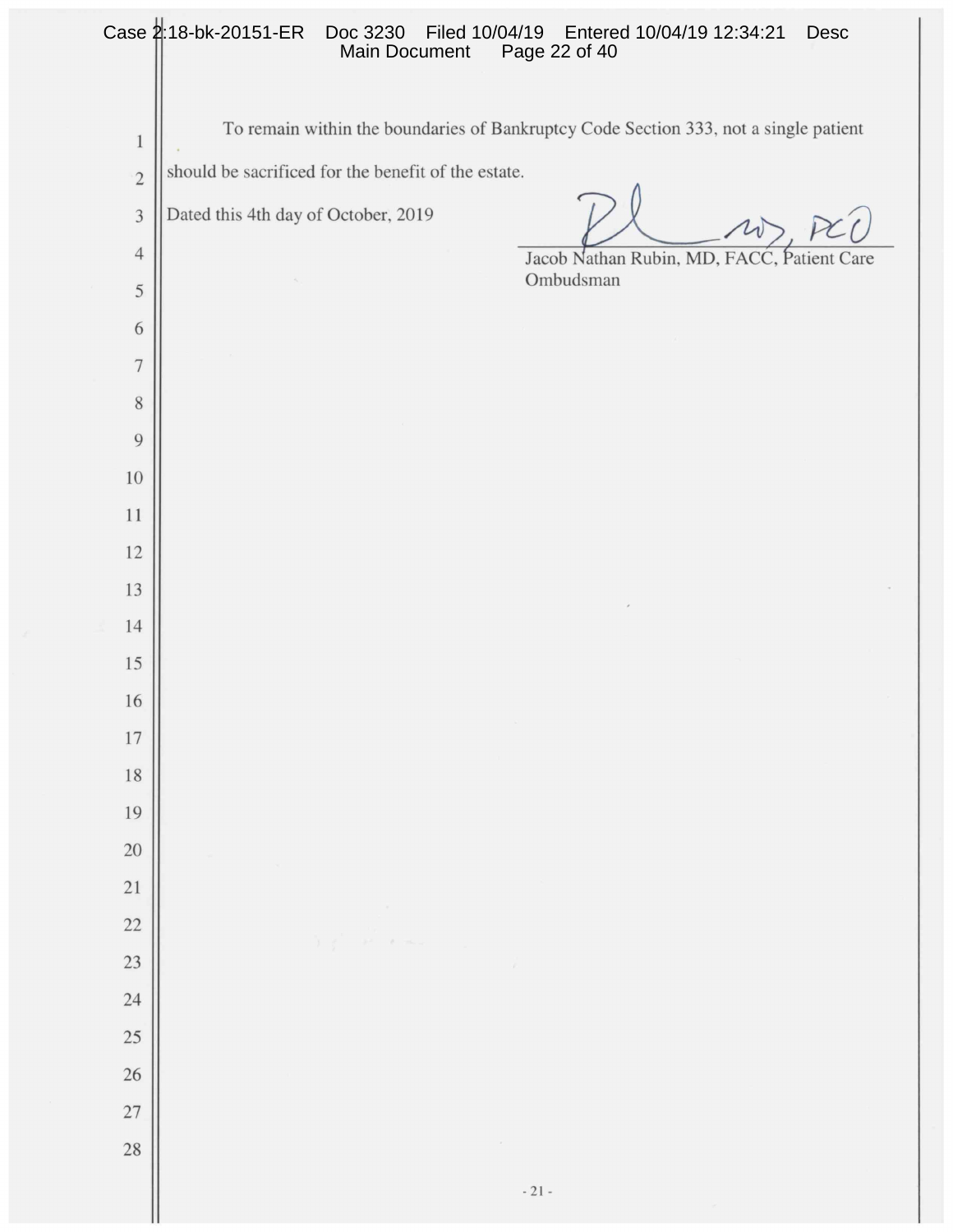To remain within the boundaries of Bankruptcy Code Section 333, not a single patient should be sacrificed for the benefit of the estate.

Dated this 4th day of October, 2019

Jacob Nathan Rubin, MD, FACC, Patient Care Ombudsman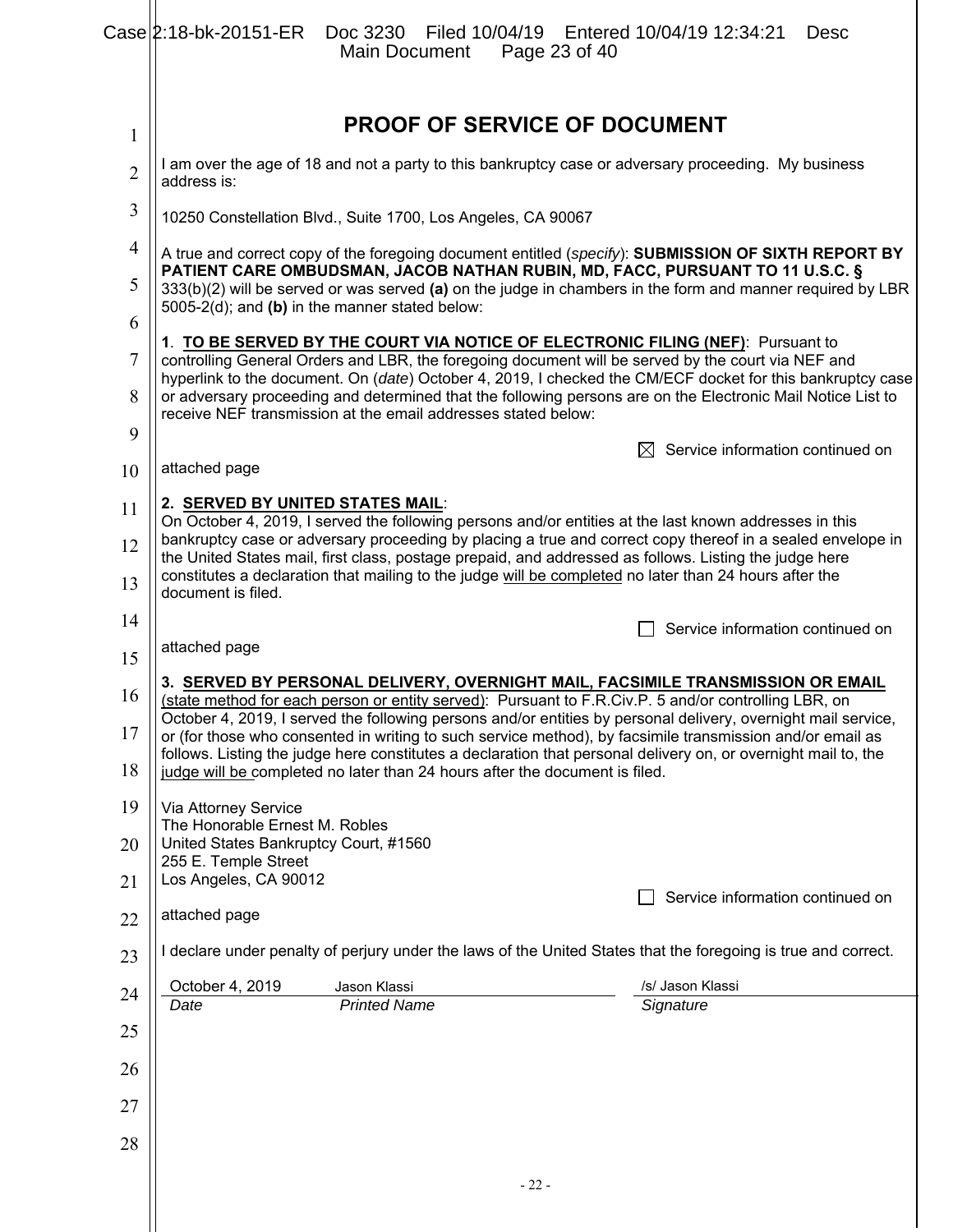# PROOF OF SERVICE OF DOCUMENT

I am over the age of 18 and not a party to this bankruptcy case or adversary proceeding. My business address is:

10250 Constellation Blvd., Suite 1700, Los Angeles, CA 90067

A true and correct copy of the foregoing document entitled (*specify*): **SUBMISSION OF SIXTH REPORT BY PATIENT CARE OMBUDSMAN, JACOB NATHAN RUBIN, MD, FACC, PURSUANT TO 11 U.S.C. §** 333(b)(2) will be served or was served **(a)** on the judge in chambers in the form and manner required by LBR 5005-2(d); and **(b)** in the manner stated below:

**1**. **TO BE SERVED BY THE COURT VIA NOTICE OF ELECTRONIC FILING (NEF)**: Pursuant to controlling General Orders and LBR, the foregoing document will be served by the court via NEF and hyperlink to the document. On (*date*) October 4, 2019, I checked the CM/ECF docket for this bankruptcy case or adversary proceeding and determined that the following persons are on the Electronic Mail Notice List to receive NEF transmission at the email addresses stated below:

☒ Service information continued on attached page

**2. SERVED BY UNITED STATES MAIL**:
On October 4, 2019, I served the following persons and/or entities at the last known addresses in this bankruptcy case or adversary proceeding by placing a true and correct copy thereof in a sealed envelope in the United States mail, first class, postage prepaid, and addressed as follows. Listing the judge here constitutes a declaration that mailing to the judge will be completed no later than 24 hours after the document is filed.

☐ Service information continued on attached page

**3. SERVED BY PERSONAL DELIVERY, OVERNIGHT MAIL, FACSIMILE TRANSMISSION OR EMAIL** (state method for each person or entity served): Pursuant to F.R.Civ.P. 5 and/or controlling LBR, on October 4, 2019, I served the following persons and/or entities by personal delivery, overnight mail service, or (for those who consented in writing to such service method), by facsimile transmission and/or email as follows. Listing the judge here constitutes a declaration that personal delivery on, or overnight mail to, the judge will be completed no later than 24 hours after the document is filed.

Via Attorney Service
The Honorable Ernest M. Robles
United States Bankruptcy Court, #1560
255 E. Temple Street
Los Angeles, CA 90012

☐ Service information continued on attached page

I declare under penalty of perjury under the laws of the United States that the foregoing is true and correct.

| October 4, 2019 | Jason Klassi | /s/ Jason Klassi |
|---|---|---|
| *Date* | *Printed Name* | *Signature* |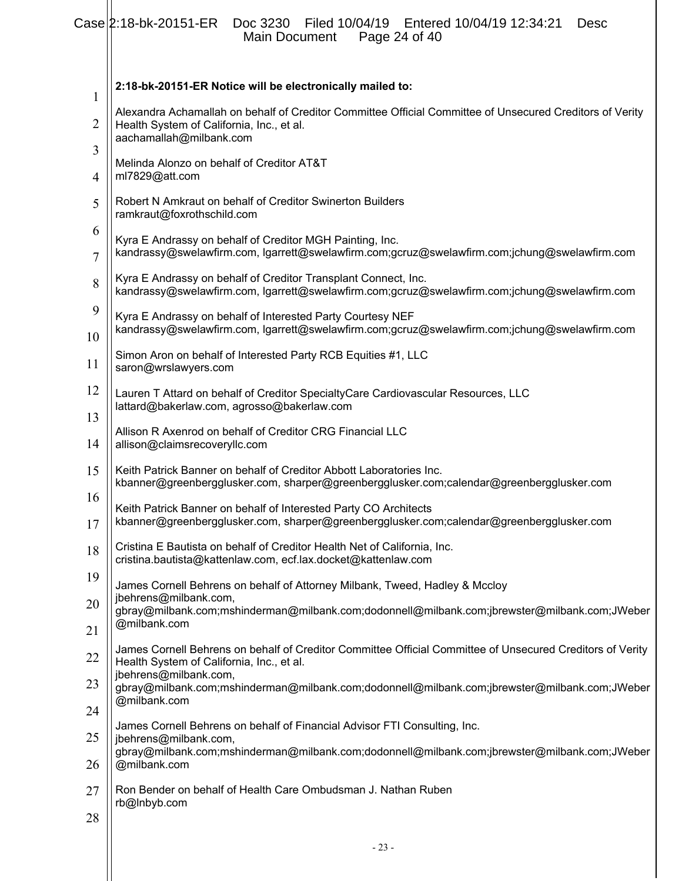**2:18-bk-20151-ER Notice will be electronically mailed to:**

Alexandra Achamallah on behalf of Creditor Committee Official Committee of Unsecured Creditors of Verity Health System of California, Inc., et al.
aachamallah@milbank.com

Melinda Alonzo on behalf of Creditor AT&T
ml7829@att.com

Robert N Amkraut on behalf of Creditor Swinerton Builders
ramkraut@foxrothschild.com

Kyra E Andrassy on behalf of Creditor MGH Painting, Inc.
kandrassy@swelawfirm.com, lgarrett@swelawfirm.com;gcruz@swelawfirm.com;jchung@swelawfirm.com

Kyra E Andrassy on behalf of Creditor Transplant Connect, Inc.
kandrassy@swelawfirm.com, lgarrett@swelawfirm.com;gcruz@swelawfirm.com;jchung@swelawfirm.com

Kyra E Andrassy on behalf of Interested Party Courtesy NEF
kandrassy@swelawfirm.com, lgarrett@swelawfirm.com;gcruz@swelawfirm.com;jchung@swelawfirm.com

Simon Aron on behalf of Interested Party RCB Equities #1, LLC
saron@wrslawyers.com

Lauren T Attard on behalf of Creditor SpecialtyCare Cardiovascular Resources, LLC
lattard@bakerlaw.com, agrosso@bakerlaw.com

Allison R Axenrod on behalf of Creditor CRG Financial LLC
allison@claimsrecoveryllc.com

Keith Patrick Banner on behalf of Creditor Abbott Laboratories Inc.
kbanner@greenbergglusker.com, sharper@greenbergglusker.com;calendar@greenbergglusker.com

Keith Patrick Banner on behalf of Interested Party CO Architects
kbanner@greenbergglusker.com, sharper@greenbergglusker.com;calendar@greenbergglusker.com

Cristina E Bautista on behalf of Creditor Health Net of California, Inc.
cristina.bautista@kattenlaw.com, ecf.lax.docket@kattenlaw.com

James Cornell Behrens on behalf of Attorney Milbank, Tweed, Hadley & Mccloy
jbehrens@milbank.com,
gbray@milbank.com;mshinderman@milbank.com;dodonnell@milbank.com;jbrewster@milbank.com;JWeber@milbank.com

James Cornell Behrens on behalf of Creditor Committee Official Committee of Unsecured Creditors of Verity Health System of California, Inc., et al.
jbehrens@milbank.com,
gbray@milbank.com;mshinderman@milbank.com;dodonnell@milbank.com;jbrewster@milbank.com;JWeber@milbank.com

James Cornell Behrens on behalf of Financial Advisor FTI Consulting, Inc.
jbehrens@milbank.com,
gbray@milbank.com;mshinderman@milbank.com;dodonnell@milbank.com;jbrewster@milbank.com;JWeber@milbank.com

Ron Bender on behalf of Health Care Ombudsman J. Nathan Ruben
rb@lnbyb.com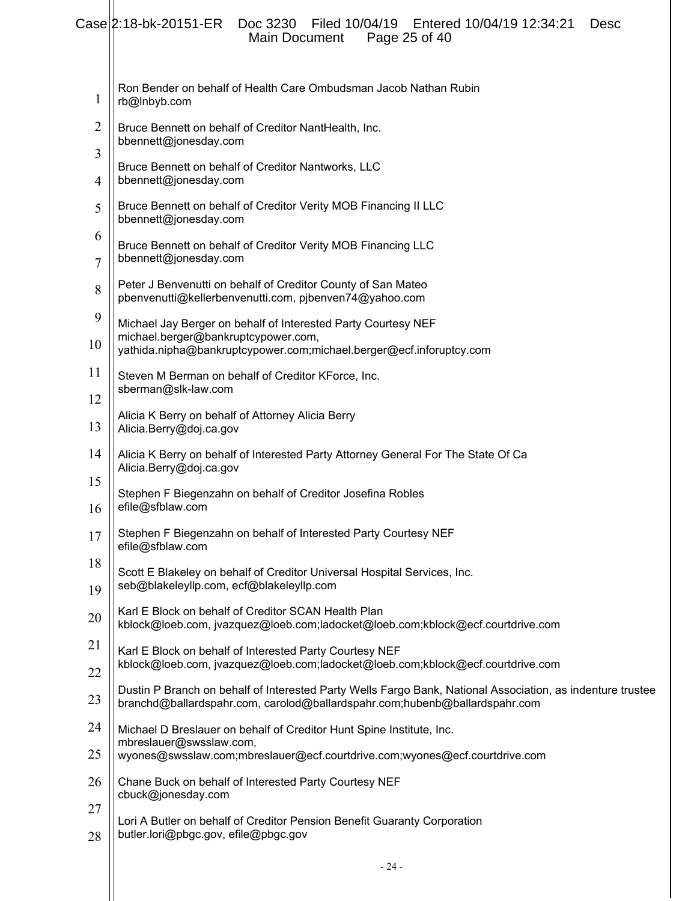Ron Bender on behalf of Health Care Ombudsman Jacob Nathan Rubin
rb@lnbyb.com

Bruce Bennett on behalf of Creditor NantHealth, Inc.
bbennett@jonesday.com

Bruce Bennett on behalf of Creditor Nantworks, LLC
bbennett@jonesday.com

Bruce Bennett on behalf of Creditor Verity MOB Financing II LLC
bbennett@jonesday.com

Bruce Bennett on behalf of Creditor Verity MOB Financing LLC
bbennett@jonesday.com

Peter J Benvenutti on behalf of Creditor County of San Mateo
pbenvenutti@kellerbenvenutti.com, pjbenven74@yahoo.com

Michael Jay Berger on behalf of Interested Party Courtesy NEF
michael.berger@bankruptcypower.com,
yathida.nipha@bankruptcypower.com;michael.berger@ecf.inforuptcy.com

Steven M Berman on behalf of Creditor KForce, Inc.
sberman@slk-law.com

Alicia K Berry on behalf of Attorney Alicia Berry
Alicia.Berry@doj.ca.gov

Alicia K Berry on behalf of Interested Party Attorney General For The State Of Ca
Alicia.Berry@doj.ca.gov

Stephen F Biegenzahn on behalf of Creditor Josefina Robles
efile@sfblaw.com

Stephen F Biegenzahn on behalf of Interested Party Courtesy NEF
efile@sfblaw.com

Scott E Blakeley on behalf of Creditor Universal Hospital Services, Inc.
seb@blakeleyllp.com, ecf@blakeleyllp.com

Karl E Block on behalf of Creditor SCAN Health Plan
kblock@loeb.com, jvazquez@loeb.com;ladocket@loeb.com;kblock@ecf.courtdrive.com

Karl E Block on behalf of Interested Party Courtesy NEF
kblock@loeb.com, jvazquez@loeb.com;ladocket@loeb.com;kblock@ecf.courtdrive.com

Dustin P Branch on behalf of Interested Party Wells Fargo Bank, National Association, as indenture trustee
branchd@ballardspahr.com, carolod@ballardspahr.com;hubenb@ballardspahr.com

Michael D Breslauer on behalf of Creditor Hunt Spine Institute, Inc.
mbreslauer@swsslaw.com,
wyones@swsslaw.com;mbreslauer@ecf.courtdrive.com;wyones@ecf.courtdrive.com

Chane Buck on behalf of Interested Party Courtesy NEF
cbuck@jonesday.com

Lori A Butler on behalf of Creditor Pension Benefit Guaranty Corporation
butler.lori@pbgc.gov, efile@pbgc.gov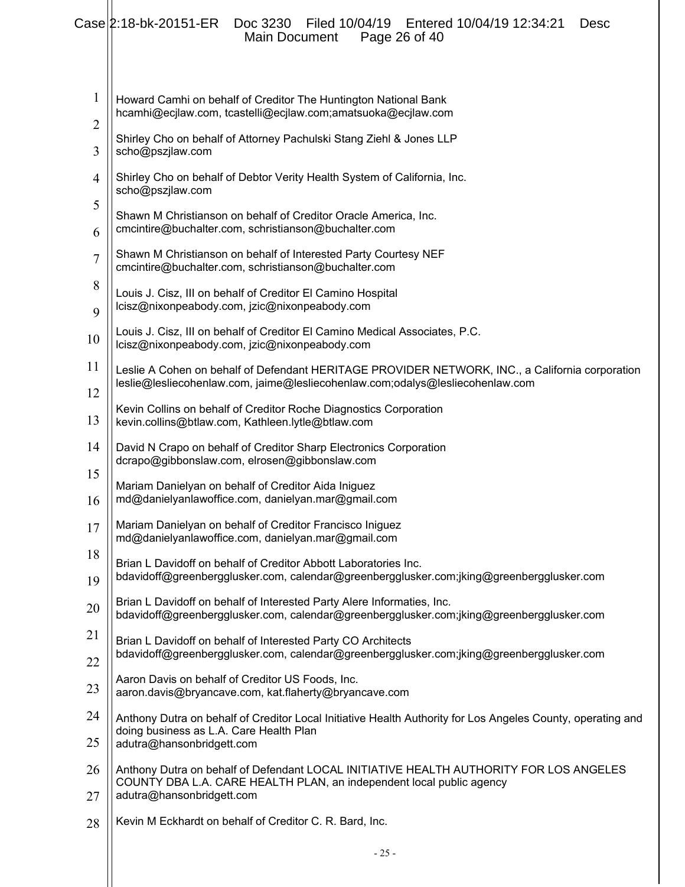Howard Camhi on behalf of Creditor The Huntington National Bank
hcamhi@ecjlaw.com, tcastelli@ecjlaw.com;amatsuoka@ecjlaw.com

Shirley Cho on behalf of Attorney Pachulski Stang Ziehl & Jones LLP
scho@pszjlaw.com

Shirley Cho on behalf of Debtor Verity Health System of California, Inc.
scho@pszjlaw.com

Shawn M Christianson on behalf of Creditor Oracle America, Inc.
cmcintire@buchalter.com, schristianson@buchalter.com

Shawn M Christianson on behalf of Interested Party Courtesy NEF
cmcintire@buchalter.com, schristianson@buchalter.com

Louis J. Cisz, III on behalf of Creditor El Camino Hospital
lcisz@nixonpeabody.com, jzic@nixonpeabody.com

Louis J. Cisz, III on behalf of Creditor El Camino Medical Associates, P.C.
lcisz@nixonpeabody.com, jzic@nixonpeabody.com

Leslie A Cohen on behalf of Defendant HERITAGE PROVIDER NETWORK, INC., a California corporation
leslie@lesliecohenlaw.com, jaime@lesliecohenlaw.com;odalys@lesliecohenlaw.com

Kevin Collins on behalf of Creditor Roche Diagnostics Corporation
kevin.collins@btlaw.com, Kathleen.lytle@btlaw.com

David N Crapo on behalf of Creditor Sharp Electronics Corporation
dcrapo@gibbonslaw.com, elrosen@gibbonslaw.com

Mariam Danielyan on behalf of Creditor Aida Iniguez
md@danielyanlawoffice.com, danielyan.mar@gmail.com

Mariam Danielyan on behalf of Creditor Francisco Iniguez
md@danielyanlawoffice.com, danielyan.mar@gmail.com

Brian L Davidoff on behalf of Creditor Abbott Laboratories Inc.
bdavidoff@greenbergglusker.com, calendar@greenbergglusker.com;jking@greenbergglusker.com

Brian L Davidoff on behalf of Interested Party Alere Informaties, Inc.
bdavidoff@greenbergglusker.com, calendar@greenbergglusker.com;jking@greenbergglusker.com

Brian L Davidoff on behalf of Interested Party CO Architects
bdavidoff@greenbergglusker.com, calendar@greenbergglusker.com;jking@greenbergglusker.com

Aaron Davis on behalf of Creditor US Foods, Inc.
aaron.davis@bryancave.com, kat.flaherty@bryancave.com

Anthony Dutra on behalf of Creditor Local Initiative Health Authority for Los Angeles County, operating and doing business as L.A. Care Health Plan
adutra@hansonbridgett.com

Anthony Dutra on behalf of Defendant LOCAL INITIATIVE HEALTH AUTHORITY FOR LOS ANGELES COUNTY DBA L.A. CARE HEALTH PLAN, an independent local public agency
adutra@hansonbridgett.com

Kevin M Eckhardt on behalf of Creditor C. R. Bard, Inc.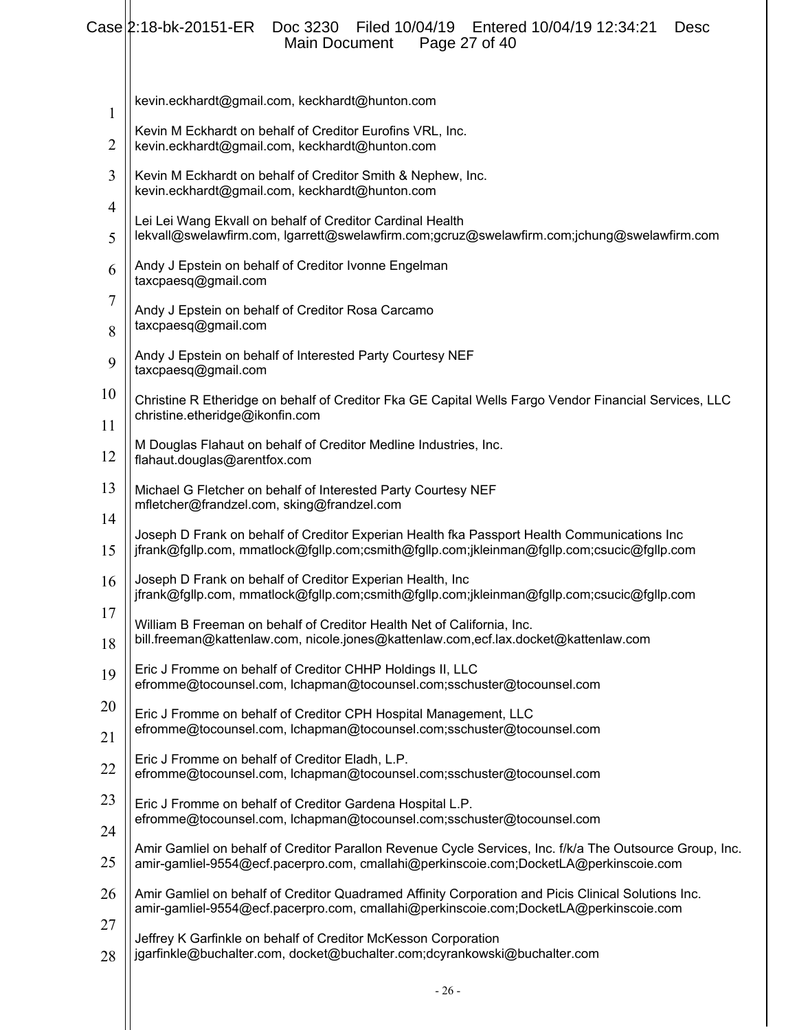kevin.eckhardt@gmail.com, keckhardt@hunton.com

Kevin M Eckhardt on behalf of Creditor Eurofins VRL, Inc.
kevin.eckhardt@gmail.com, keckhardt@hunton.com

Kevin M Eckhardt on behalf of Creditor Smith & Nephew, Inc.
kevin.eckhardt@gmail.com, keckhardt@hunton.com

Lei Lei Wang Ekvall on behalf of Creditor Cardinal Health
lekvall@swelawfirm.com, lgarrett@swelawfirm.com;gcruz@swelawfirm.com;jchung@swelawfirm.com

Andy J Epstein on behalf of Creditor Ivonne Engelman
taxcpaesq@gmail.com

Andy J Epstein on behalf of Creditor Rosa Carcamo
taxcpaesq@gmail.com

Andy J Epstein on behalf of Interested Party Courtesy NEF
taxcpaesq@gmail.com

Christine R Etheridge on behalf of Creditor Fka GE Capital Wells Fargo Vendor Financial Services, LLC
christine.etheridge@ikonfin.com

M Douglas Flahaut on behalf of Creditor Medline Industries, Inc.
flahaut.douglas@arentfox.com

Michael G Fletcher on behalf of Interested Party Courtesy NEF
mfletcher@frandzel.com, sking@frandzel.com

Joseph D Frank on behalf of Creditor Experian Health fka Passport Health Communications Inc
jfrank@fgllp.com, mmatlock@fgllp.com;csmith@fgllp.com;jkleinman@fgllp.com;csucic@fgllp.com

Joseph D Frank on behalf of Creditor Experian Health, Inc
jfrank@fgllp.com, mmatlock@fgllp.com;csmith@fgllp.com;jkleinman@fgllp.com;csucic@fgllp.com

William B Freeman on behalf of Creditor Health Net of California, Inc.
bill.freeman@kattenlaw.com, nicole.jones@kattenlaw.com,ecf.lax.docket@kattenlaw.com

Eric J Fromme on behalf of Creditor CHHP Holdings II, LLC
efromme@tocounsel.com, lchapman@tocounsel.com;sschuster@tocounsel.com

Eric J Fromme on behalf of Creditor CPH Hospital Management, LLC
efromme@tocounsel.com, lchapman@tocounsel.com;sschuster@tocounsel.com

Eric J Fromme on behalf of Creditor Eladh, L.P.
efromme@tocounsel.com, lchapman@tocounsel.com;sschuster@tocounsel.com

Eric J Fromme on behalf of Creditor Gardena Hospital L.P.
efromme@tocounsel.com, lchapman@tocounsel.com;sschuster@tocounsel.com

Amir Gamliel on behalf of Creditor Parallon Revenue Cycle Services, Inc. f/k/a The Outsource Group, Inc.
amir-gamliel-9554@ecf.pacerpro.com, cmallahi@perkinscoie.com;DocketLA@perkinscoie.com

Amir Gamliel on behalf of Creditor Quadramed Affinity Corporation and Picis Clinical Solutions Inc.
amir-gamliel-9554@ecf.pacerpro.com, cmallahi@perkinscoie.com;DocketLA@perkinscoie.com

Jeffrey K Garfinkle on behalf of Creditor McKesson Corporation
jgarfinkle@buchalter.com, docket@buchalter.com;dcyrankowski@buchalter.com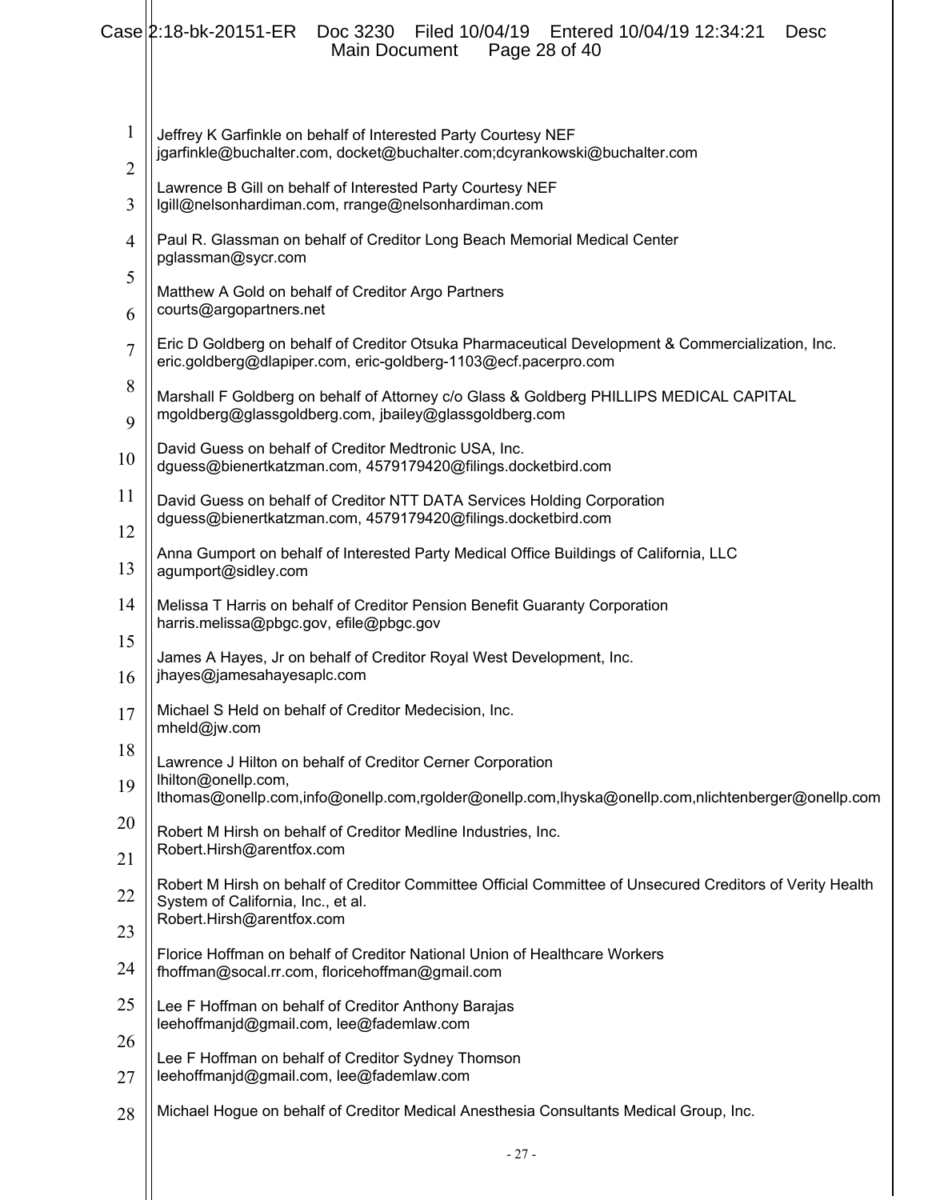Jeffrey K Garfinkle on behalf of Interested Party Courtesy NEF
jgarfinkle@buchalter.com, docket@buchalter.com;dcyrankowski@buchalter.com

Lawrence B Gill on behalf of Interested Party Courtesy NEF
lgill@nelsonhardiman.com, rrange@nelsonhardiman.com

Paul R. Glassman on behalf of Creditor Long Beach Memorial Medical Center
pglassman@sycr.com

Matthew A Gold on behalf of Creditor Argo Partners
courts@argopartners.net

Eric D Goldberg on behalf of Creditor Otsuka Pharmaceutical Development & Commercialization, Inc.
eric.goldberg@dlapiper.com, eric-goldberg-1103@ecf.pacerpro.com

Marshall F Goldberg on behalf of Attorney c/o Glass & Goldberg PHILLIPS MEDICAL CAPITAL
mgoldberg@glassgoldberg.com, jbailey@glassgoldberg.com

David Guess on behalf of Creditor Medtronic USA, Inc.
dguess@bienertkatzman.com, 4579179420@filings.docketbird.com

David Guess on behalf of Creditor NTT DATA Services Holding Corporation
dguess@bienertkatzman.com, 4579179420@filings.docketbird.com

Anna Gumport on behalf of Interested Party Medical Office Buildings of California, LLC
agumport@sidley.com

Melissa T Harris on behalf of Creditor Pension Benefit Guaranty Corporation
harris.melissa@pbgc.gov, efile@pbgc.gov

James A Hayes, Jr on behalf of Creditor Royal West Development, Inc.
jhayes@jamesahayesaplc.com

Michael S Held on behalf of Creditor Medecision, Inc.
mheld@jw.com

Lawrence J Hilton on behalf of Creditor Cerner Corporation
lhilton@onellp.com,
lthomas@onellp.com,info@onellp.com,rgolder@onellp.com,lhyska@onellp.com,nlichtenberger@onellp.com

Robert M Hirsh on behalf of Creditor Medline Industries, Inc.
Robert.Hirsh@arentfox.com

Robert M Hirsh on behalf of Creditor Committee Official Committee of Unsecured Creditors of Verity Health System of California, Inc., et al.
Robert.Hirsh@arentfox.com

Florice Hoffman on behalf of Creditor National Union of Healthcare Workers
fhoffman@socal.rr.com, floricehoffman@gmail.com

Lee F Hoffman on behalf of Creditor Anthony Barajas
leehoffmanjd@gmail.com, lee@fademlaw.com

Lee F Hoffman on behalf of Creditor Sydney Thomson
leehoffmanjd@gmail.com, lee@fademlaw.com

Michael Hogue on behalf of Creditor Medical Anesthesia Consultants Medical Group, Inc.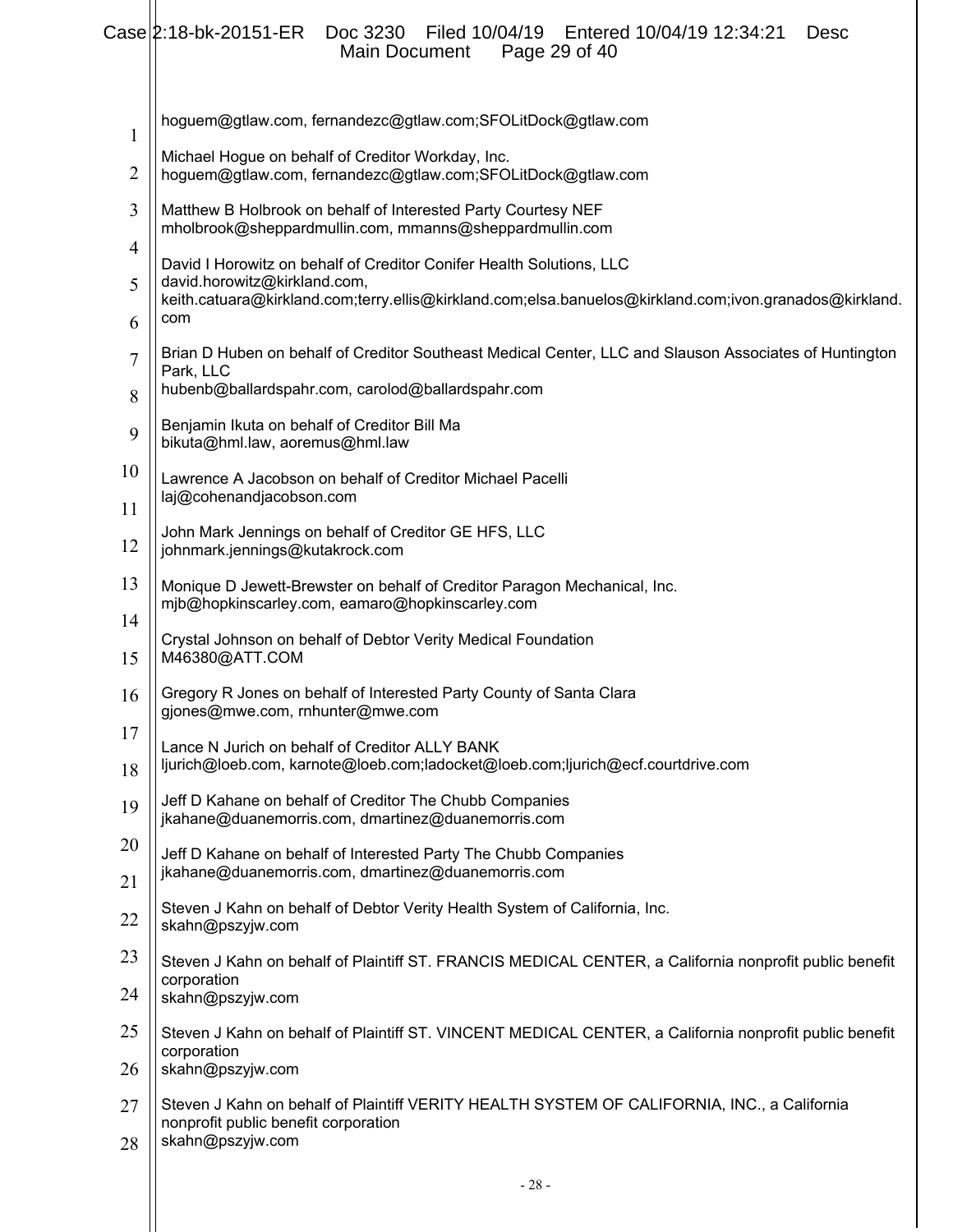hoguem@gtlaw.com, fernandezc@gtlaw.com;SFOLitDock@gtlaw.com

Michael Hogue on behalf of Creditor Workday, Inc.
hoguem@gtlaw.com, fernandezc@gtlaw.com;SFOLitDock@gtlaw.com

Matthew B Holbrook on behalf of Interested Party Courtesy NEF
mholbrook@sheppardmullin.com, mmanns@sheppardmullin.com

David I Horowitz on behalf of Creditor Conifer Health Solutions, LLC
david.horowitz@kirkland.com,
keith.catuara@kirkland.com;terry.ellis@kirkland.com;elsa.banuelos@kirkland.com;ivon.granados@kirkland.com

Brian D Huben on behalf of Creditor Southeast Medical Center, LLC and Slauson Associates of Huntington Park, LLC
hubenb@ballardspahr.com, carolod@ballardspahr.com

Benjamin Ikuta on behalf of Creditor Bill Ma
bikuta@hml.law, aoremus@hml.law

Lawrence A Jacobson on behalf of Creditor Michael Pacelli
laj@cohenandjacobson.com

John Mark Jennings on behalf of Creditor GE HFS, LLC
johnmark.jennings@kutakrock.com

Monique D Jewett-Brewster on behalf of Creditor Paragon Mechanical, Inc.
mjb@hopkinscarley.com, eamaro@hopkinscarley.com

Crystal Johnson on behalf of Debtor Verity Medical Foundation
M46380@ATT.COM

Gregory R Jones on behalf of Interested Party County of Santa Clara
gjones@mwe.com, rnhunter@mwe.com

Lance N Jurich on behalf of Creditor ALLY BANK
ljurich@loeb.com, karnote@loeb.com;ladocket@loeb.com;ljurich@ecf.courtdrive.com

Jeff D Kahane on behalf of Creditor The Chubb Companies
jkahane@duanemorris.com, dmartinez@duanemorris.com

Jeff D Kahane on behalf of Interested Party The Chubb Companies
jkahane@duanemorris.com, dmartinez@duanemorris.com

Steven J Kahn on behalf of Debtor Verity Health System of California, Inc.
skahn@pszyjw.com

Steven J Kahn on behalf of Plaintiff ST. FRANCIS MEDICAL CENTER, a California nonprofit public benefit corporation
skahn@pszyjw.com

Steven J Kahn on behalf of Plaintiff ST. VINCENT MEDICAL CENTER, a California nonprofit public benefit corporation
skahn@pszyjw.com

Steven J Kahn on behalf of Plaintiff VERITY HEALTH SYSTEM OF CALIFORNIA, INC., a California nonprofit public benefit corporation
skahn@pszyjw.com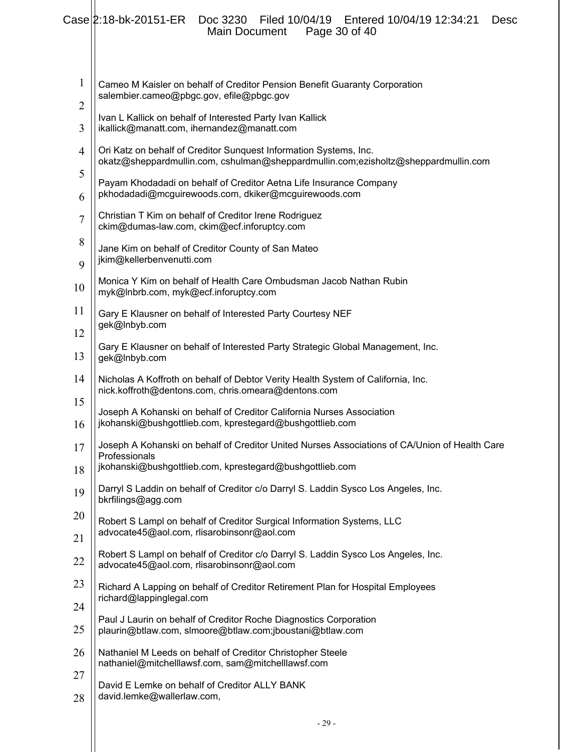Cameo M Kaisler on behalf of Creditor Pension Benefit Guaranty Corporation
salembier.cameo@pbgc.gov, efile@pbgc.gov

Ivan L Kallick on behalf of Interested Party Ivan Kallick
ikallick@manatt.com, ihernandez@manatt.com

Ori Katz on behalf of Creditor Sunquest Information Systems, Inc.
okatz@sheppardmullin.com, cshulman@sheppardmullin.com;ezisholtz@sheppardmullin.com

Payam Khodadadi on behalf of Creditor Aetna Life Insurance Company
pkhodadadi@mcguirewoods.com, dkiker@mcguirewoods.com

Christian T Kim on behalf of Creditor Irene Rodriguez
ckim@dumas-law.com, ckim@ecf.inforuptcy.com

Jane Kim on behalf of Creditor County of San Mateo
jkim@kellerbenvenutti.com

Monica Y Kim on behalf of Health Care Ombudsman Jacob Nathan Rubin
myk@lnbrb.com, myk@ecf.inforuptcy.com

Gary E Klausner on behalf of Interested Party Courtesy NEF
gek@lnbyb.com

Gary E Klausner on behalf of Interested Party Strategic Global Management, Inc.
gek@lnbyb.com

Nicholas A Koffroth on behalf of Debtor Verity Health System of California, Inc.
nick.koffroth@dentons.com, chris.omeara@dentons.com

Joseph A Kohanski on behalf of Creditor California Nurses Association
jkohanski@bushgottlieb.com, kprestegard@bushgottlieb.com

Joseph A Kohanski on behalf of Creditor United Nurses Associations of CA/Union of Health Care Professionals
jkohanski@bushgottlieb.com, kprestegard@bushgottlieb.com

Darryl S Laddin on behalf of Creditor c/o Darryl S. Laddin Sysco Los Angeles, Inc.
bkrfilings@agg.com

Robert S Lampl on behalf of Creditor Surgical Information Systems, LLC
advocate45@aol.com, rlisarobinsonr@aol.com

Robert S Lampl on behalf of Creditor c/o Darryl S. Laddin Sysco Los Angeles, Inc.
advocate45@aol.com, rlisarobinsonr@aol.com

Richard A Lapping on behalf of Creditor Retirement Plan for Hospital Employees
richard@lappinglegal.com

Paul J Laurin on behalf of Creditor Roche Diagnostics Corporation
plaurin@btlaw.com, slmoore@btlaw.com;jboustani@btlaw.com

Nathaniel M Leeds on behalf of Creditor Christopher Steele
nathaniel@mitchelllawsf.com, sam@mitchelllawsf.com

David E Lemke on behalf of Creditor ALLY BANK
david.lemke@wallerlaw.com,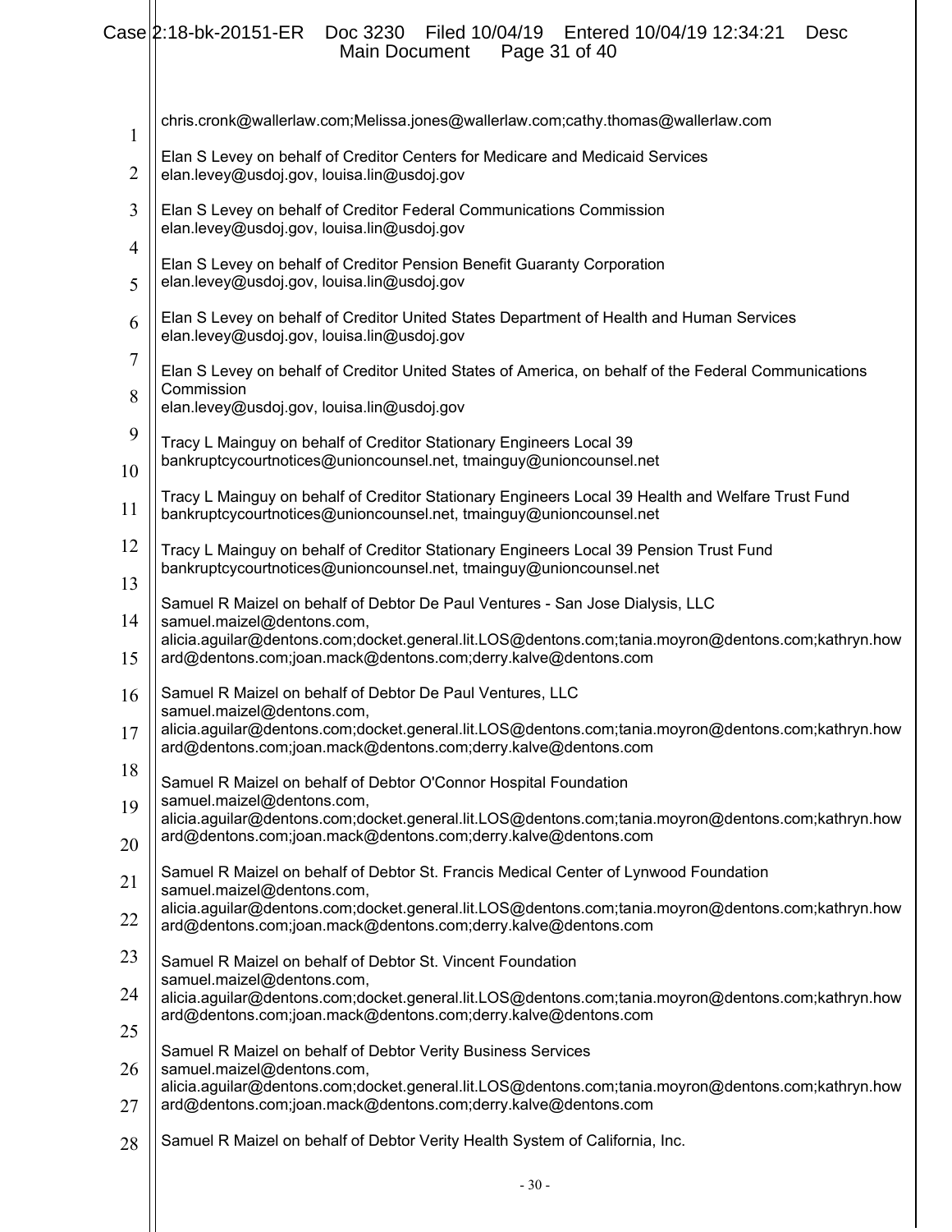chris.cronk@wallerlaw.com;Melissa.jones@wallerlaw.com;cathy.thomas@wallerlaw.com

Elan S Levey on behalf of Creditor Centers for Medicare and Medicaid Services
elan.levey@usdoj.gov, louisa.lin@usdoj.gov

Elan S Levey on behalf of Creditor Federal Communications Commission
elan.levey@usdoj.gov, louisa.lin@usdoj.gov

Elan S Levey on behalf of Creditor Pension Benefit Guaranty Corporation
elan.levey@usdoj.gov, louisa.lin@usdoj.gov

Elan S Levey on behalf of Creditor United States Department of Health and Human Services
elan.levey@usdoj.gov, louisa.lin@usdoj.gov

Elan S Levey on behalf of Creditor United States of America, on behalf of the Federal Communications Commission
elan.levey@usdoj.gov, louisa.lin@usdoj.gov

Tracy L Mainguy on behalf of Creditor Stationary Engineers Local 39
bankruptcycourtnotices@unioncounsel.net, tmainguy@unioncounsel.net

Tracy L Mainguy on behalf of Creditor Stationary Engineers Local 39 Health and Welfare Trust Fund
bankruptcycourtnotices@unioncounsel.net, tmainguy@unioncounsel.net

Tracy L Mainguy on behalf of Creditor Stationary Engineers Local 39 Pension Trust Fund
bankruptcycourtnotices@unioncounsel.net, tmainguy@unioncounsel.net

Samuel R Maizel on behalf of Debtor De Paul Ventures - San Jose Dialysis, LLC
samuel.maizel@dentons.com,
alicia.aguilar@dentons.com;docket.general.lit.LOS@dentons.com;tania.moyron@dentons.com;kathryn.howard@dentons.com;joan.mack@dentons.com;derry.kalve@dentons.com

Samuel R Maizel on behalf of Debtor De Paul Ventures, LLC
samuel.maizel@dentons.com,
alicia.aguilar@dentons.com;docket.general.lit.LOS@dentons.com;tania.moyron@dentons.com;kathryn.howard@dentons.com;joan.mack@dentons.com;derry.kalve@dentons.com

Samuel R Maizel on behalf of Debtor O'Connor Hospital Foundation
samuel.maizel@dentons.com,
alicia.aguilar@dentons.com;docket.general.lit.LOS@dentons.com;tania.moyron@dentons.com;kathryn.howard@dentons.com;joan.mack@dentons.com;derry.kalve@dentons.com

Samuel R Maizel on behalf of Debtor St. Francis Medical Center of Lynwood Foundation
samuel.maizel@dentons.com,
alicia.aguilar@dentons.com;docket.general.lit.LOS@dentons.com;tania.moyron@dentons.com;kathryn.howard@dentons.com;joan.mack@dentons.com;derry.kalve@dentons.com

Samuel R Maizel on behalf of Debtor St. Vincent Foundation
samuel.maizel@dentons.com,
alicia.aguilar@dentons.com;docket.general.lit.LOS@dentons.com;tania.moyron@dentons.com;kathryn.howard@dentons.com;joan.mack@dentons.com;derry.kalve@dentons.com

Samuel R Maizel on behalf of Debtor Verity Business Services
samuel.maizel@dentons.com,
alicia.aguilar@dentons.com;docket.general.lit.LOS@dentons.com;tania.moyron@dentons.com;kathryn.howard@dentons.com;joan.mack@dentons.com;derry.kalve@dentons.com

Samuel R Maizel on behalf of Debtor Verity Health System of California, Inc.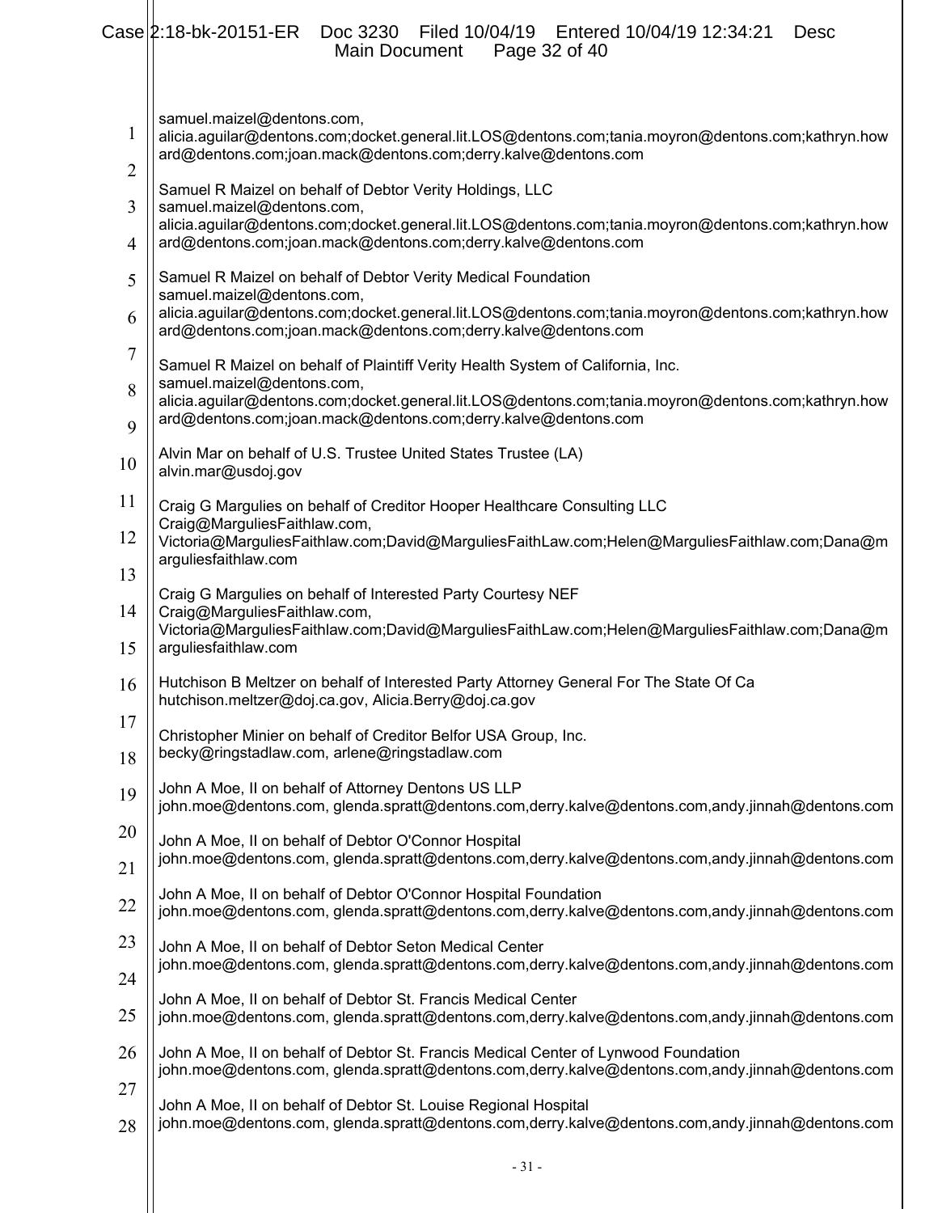samuel.maizel@dentons.com,
alicia.aguilar@dentons.com;docket.general.lit.LOS@dentons.com;tania.moyron@dentons.com;kathryn.howard@dentons.com;joan.mack@dentons.com;derry.kalve@dentons.com

Samuel R Maizel on behalf of Debtor Verity Holdings, LLC
samuel.maizel@dentons.com,
alicia.aguilar@dentons.com;docket.general.lit.LOS@dentons.com;tania.moyron@dentons.com;kathryn.howard@dentons.com;joan.mack@dentons.com;derry.kalve@dentons.com

Samuel R Maizel on behalf of Debtor Verity Medical Foundation
samuel.maizel@dentons.com,
alicia.aguilar@dentons.com;docket.general.lit.LOS@dentons.com;tania.moyron@dentons.com;kathryn.howard@dentons.com;joan.mack@dentons.com;derry.kalve@dentons.com

Samuel R Maizel on behalf of Plaintiff Verity Health System of California, Inc.
samuel.maizel@dentons.com,
alicia.aguilar@dentons.com;docket.general.lit.LOS@dentons.com;tania.moyron@dentons.com;kathryn.howard@dentons.com;joan.mack@dentons.com;derry.kalve@dentons.com

Alvin Mar on behalf of U.S. Trustee United States Trustee (LA)
alvin.mar@usdoj.gov

Craig G Margulies on behalf of Creditor Hooper Healthcare Consulting LLC
Craig@MarguliesFaithlaw.com,
Victoria@MarguliesFaithlaw.com;David@MarguliesFaithLaw.com;Helen@MarguliesFaithlaw.com;Dana@marguliesfaithlaw.com

Craig G Margulies on behalf of Interested Party Courtesy NEF
Craig@MarguliesFaithlaw.com,
Victoria@MarguliesFaithlaw.com;David@MarguliesFaithLaw.com;Helen@MarguliesFaithlaw.com;Dana@marguliesfaithlaw.com

Hutchison B Meltzer on behalf of Interested Party Attorney General For The State Of Ca
hutchison.meltzer@doj.ca.gov, Alicia.Berry@doj.ca.gov

Christopher Minier on behalf of Creditor Belfor USA Group, Inc.
becky@ringstadlaw.com, arlene@ringstadlaw.com

John A Moe, II on behalf of Attorney Dentons US LLP
john.moe@dentons.com, glenda.spratt@dentons.com,derry.kalve@dentons.com,andy.jinnah@dentons.com

John A Moe, II on behalf of Debtor O'Connor Hospital
john.moe@dentons.com, glenda.spratt@dentons.com,derry.kalve@dentons.com,andy.jinnah@dentons.com

John A Moe, II on behalf of Debtor O'Connor Hospital Foundation
john.moe@dentons.com, glenda.spratt@dentons.com,derry.kalve@dentons.com,andy.jinnah@dentons.com

John A Moe, II on behalf of Debtor Seton Medical Center
john.moe@dentons.com, glenda.spratt@dentons.com,derry.kalve@dentons.com,andy.jinnah@dentons.com

John A Moe, II on behalf of Debtor St. Francis Medical Center
john.moe@dentons.com, glenda.spratt@dentons.com,derry.kalve@dentons.com,andy.jinnah@dentons.com

John A Moe, II on behalf of Debtor St. Francis Medical Center of Lynwood Foundation
john.moe@dentons.com, glenda.spratt@dentons.com,derry.kalve@dentons.com,andy.jinnah@dentons.com

John A Moe, II on behalf of Debtor St. Louise Regional Hospital
john.moe@dentons.com, glenda.spratt@dentons.com,derry.kalve@dentons.com,andy.jinnah@dentons.com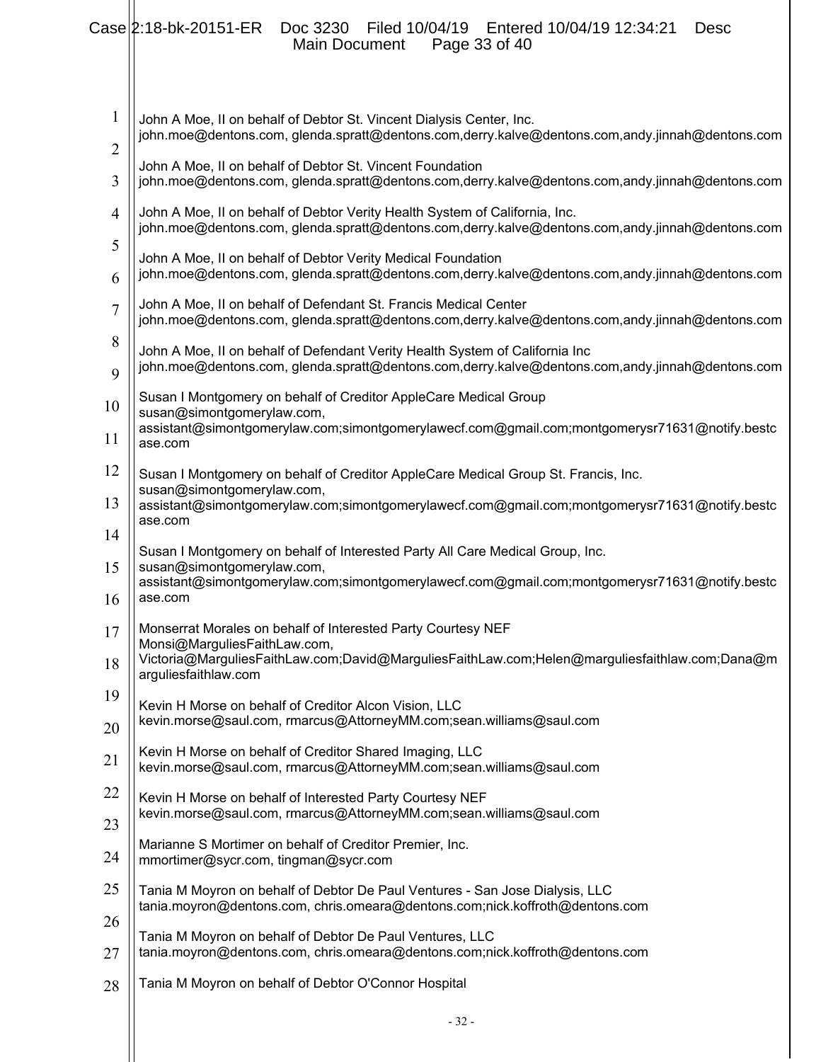John A Moe, II on behalf of Debtor St. Vincent Dialysis Center, Inc.
john.moe@dentons.com, glenda.spratt@dentons.com,derry.kalve@dentons.com,andy.jinnah@dentons.com

John A Moe, II on behalf of Debtor St. Vincent Foundation
john.moe@dentons.com, glenda.spratt@dentons.com,derry.kalve@dentons.com,andy.jinnah@dentons.com

John A Moe, II on behalf of Debtor Verity Health System of California, Inc.
john.moe@dentons.com, glenda.spratt@dentons.com,derry.kalve@dentons.com,andy.jinnah@dentons.com

John A Moe, II on behalf of Debtor Verity Medical Foundation
john.moe@dentons.com, glenda.spratt@dentons.com,derry.kalve@dentons.com,andy.jinnah@dentons.com

John A Moe, II on behalf of Defendant St. Francis Medical Center
john.moe@dentons.com, glenda.spratt@dentons.com,derry.kalve@dentons.com,andy.jinnah@dentons.com

John A Moe, II on behalf of Defendant Verity Health System of California Inc
john.moe@dentons.com, glenda.spratt@dentons.com,derry.kalve@dentons.com,andy.jinnah@dentons.com

Susan I Montgomery on behalf of Creditor AppleCare Medical Group
susan@simontgomerylaw.com,
assistant@simontgomerylaw.com;simontgomerylawecf.com@gmail.com;montgomerysr71631@notify.bestcase.com

Susan I Montgomery on behalf of Creditor AppleCare Medical Group St. Francis, Inc.
susan@simontgomerylaw.com,
assistant@simontgomerylaw.com;simontgomerylawecf.com@gmail.com;montgomerysr71631@notify.bestcase.com

Susan I Montgomery on behalf of Interested Party All Care Medical Group, Inc.
susan@simontgomerylaw.com,
assistant@simontgomerylaw.com;simontgomerylawecf.com@gmail.com;montgomerysr71631@notify.bestcase.com

Monserrat Morales on behalf of Interested Party Courtesy NEF
Monsi@MarguliesFaithLaw.com,
Victoria@MarguliesFaithLaw.com;David@MarguliesFaithLaw.com;Helen@marguliesfaithlaw.com;Dana@marguliesfaithlaw.com

Kevin H Morse on behalf of Creditor Alcon Vision, LLC
kevin.morse@saul.com, rmarcus@AttorneyMM.com;sean.williams@saul.com

Kevin H Morse on behalf of Creditor Shared Imaging, LLC
kevin.morse@saul.com, rmarcus@AttorneyMM.com;sean.williams@saul.com

Kevin H Morse on behalf of Interested Party Courtesy NEF
kevin.morse@saul.com, rmarcus@AttorneyMM.com;sean.williams@saul.com

Marianne S Mortimer on behalf of Creditor Premier, Inc.
mmortimer@sycr.com, tingman@sycr.com

Tania M Moyron on behalf of Debtor De Paul Ventures - San Jose Dialysis, LLC
tania.moyron@dentons.com, chris.omeara@dentons.com;nick.koffroth@dentons.com

Tania M Moyron on behalf of Debtor De Paul Ventures, LLC
tania.moyron@dentons.com, chris.omeara@dentons.com;nick.koffroth@dentons.com

Tania M Moyron on behalf of Debtor O'Connor Hospital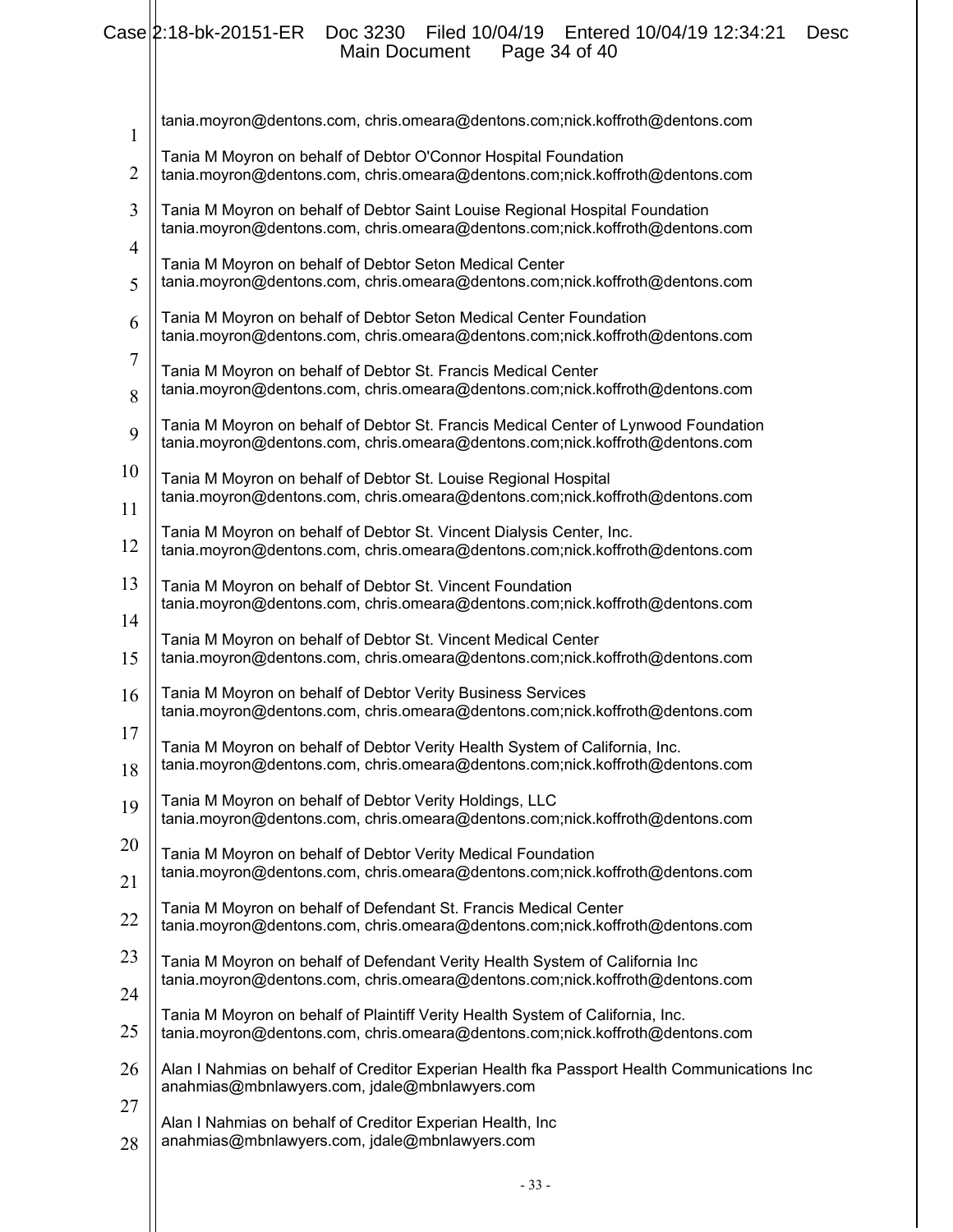tania.moyron@dentons.com, chris.omeara@dentons.com;nick.koffroth@dentons.com

Tania M Moyron on behalf of Debtor O'Connor Hospital Foundation
tania.moyron@dentons.com, chris.omeara@dentons.com;nick.koffroth@dentons.com

Tania M Moyron on behalf of Debtor Saint Louise Regional Hospital Foundation
tania.moyron@dentons.com, chris.omeara@dentons.com;nick.koffroth@dentons.com

Tania M Moyron on behalf of Debtor Seton Medical Center
tania.moyron@dentons.com, chris.omeara@dentons.com;nick.koffroth@dentons.com

Tania M Moyron on behalf of Debtor Seton Medical Center Foundation
tania.moyron@dentons.com, chris.omeara@dentons.com;nick.koffroth@dentons.com

Tania M Moyron on behalf of Debtor St. Francis Medical Center
tania.moyron@dentons.com, chris.omeara@dentons.com;nick.koffroth@dentons.com

Tania M Moyron on behalf of Debtor St. Francis Medical Center of Lynwood Foundation
tania.moyron@dentons.com, chris.omeara@dentons.com;nick.koffroth@dentons.com

Tania M Moyron on behalf of Debtor St. Louise Regional Hospital
tania.moyron@dentons.com, chris.omeara@dentons.com;nick.koffroth@dentons.com

Tania M Moyron on behalf of Debtor St. Vincent Dialysis Center, Inc.
tania.moyron@dentons.com, chris.omeara@dentons.com;nick.koffroth@dentons.com

Tania M Moyron on behalf of Debtor St. Vincent Foundation
tania.moyron@dentons.com, chris.omeara@dentons.com;nick.koffroth@dentons.com

Tania M Moyron on behalf of Debtor St. Vincent Medical Center
tania.moyron@dentons.com, chris.omeara@dentons.com;nick.koffroth@dentons.com

Tania M Moyron on behalf of Debtor Verity Business Services
tania.moyron@dentons.com, chris.omeara@dentons.com;nick.koffroth@dentons.com

Tania M Moyron on behalf of Debtor Verity Health System of California, Inc.
tania.moyron@dentons.com, chris.omeara@dentons.com;nick.koffroth@dentons.com

Tania M Moyron on behalf of Debtor Verity Holdings, LLC
tania.moyron@dentons.com, chris.omeara@dentons.com;nick.koffroth@dentons.com

Tania M Moyron on behalf of Debtor Verity Medical Foundation
tania.moyron@dentons.com, chris.omeara@dentons.com;nick.koffroth@dentons.com

Tania M Moyron on behalf of Defendant St. Francis Medical Center
tania.moyron@dentons.com, chris.omeara@dentons.com;nick.koffroth@dentons.com

Tania M Moyron on behalf of Defendant Verity Health System of California Inc
tania.moyron@dentons.com, chris.omeara@dentons.com;nick.koffroth@dentons.com

Tania M Moyron on behalf of Plaintiff Verity Health System of California, Inc.
tania.moyron@dentons.com, chris.omeara@dentons.com;nick.koffroth@dentons.com

Alan I Nahmias on behalf of Creditor Experian Health fka Passport Health Communications Inc
anahmias@mbnlawyers.com, jdale@mbnlawyers.com

Alan I Nahmias on behalf of Creditor Experian Health, Inc
anahmias@mbnlawyers.com, jdale@mbnlawyers.com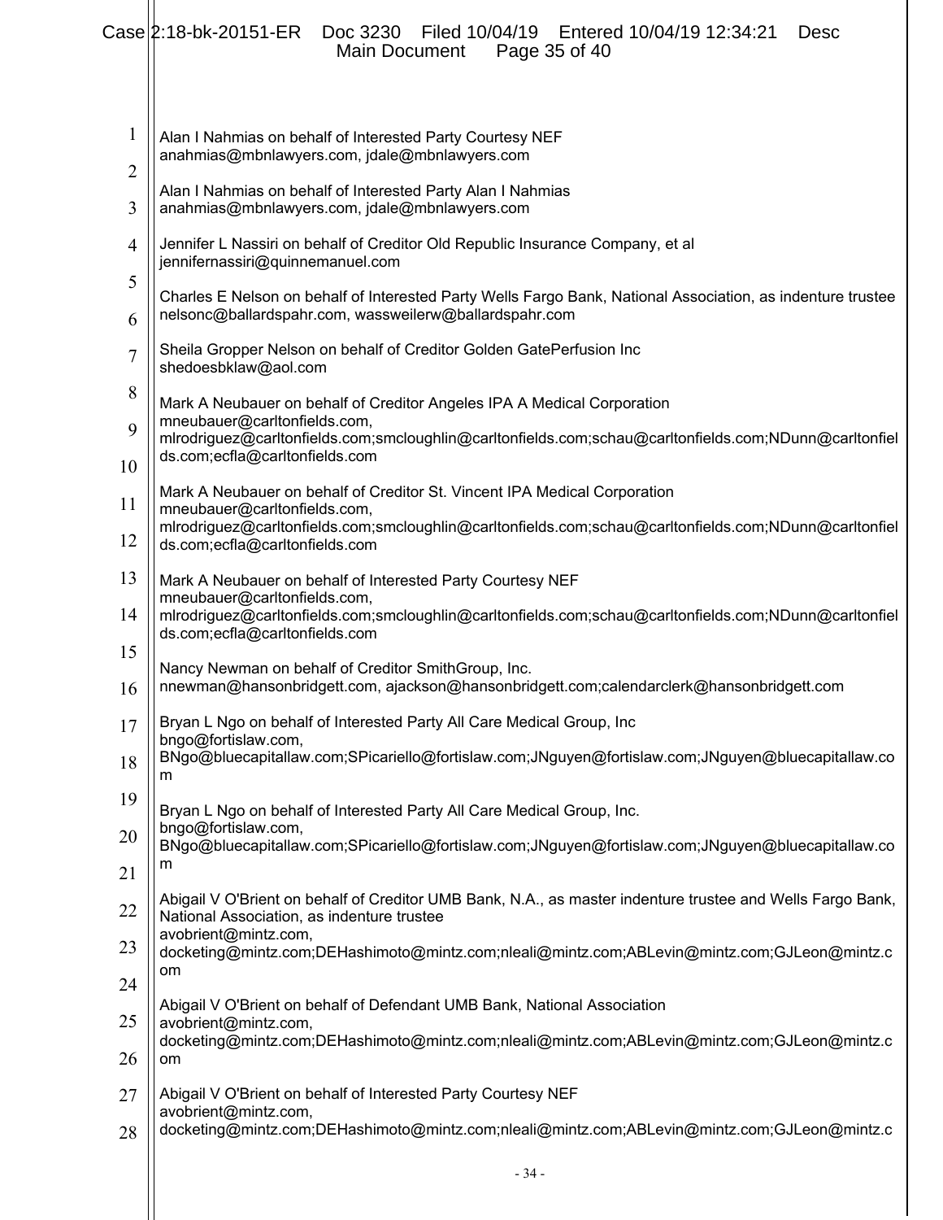Alan I Nahmias on behalf of Interested Party Courtesy NEF
anahmias@mbnlawyers.com, jdale@mbnlawyers.com

Alan I Nahmias on behalf of Interested Party Alan I Nahmias
anahmias@mbnlawyers.com, jdale@mbnlawyers.com

Jennifer L Nassiri on behalf of Creditor Old Republic Insurance Company, et al
jennifernassiri@quinnemanuel.com

Charles E Nelson on behalf of Interested Party Wells Fargo Bank, National Association, as indenture trustee
nelsonc@ballardspahr.com, wassweilerw@ballardspahr.com

Sheila Gropper Nelson on behalf of Creditor Golden GatePerfusion Inc
shedoesbklaw@aol.com

Mark A Neubauer on behalf of Creditor Angeles IPA A Medical Corporation
mneubauer@carltonfields.com,
mlrodriguez@carltonfields.com;smcloughlin@carltonfields.com;schau@carltonfields.com;NDunn@carltonfields.com;ecfla@carltonfields.com

Mark A Neubauer on behalf of Creditor St. Vincent IPA Medical Corporation
mneubauer@carltonfields.com,
mlrodriguez@carltonfields.com;smcloughlin@carltonfields.com;schau@carltonfields.com;NDunn@carltonfields.com;ecfla@carltonfields.com

Mark A Neubauer on behalf of Interested Party Courtesy NEF
mneubauer@carltonfields.com,
mlrodriguez@carltonfields.com;smcloughlin@carltonfields.com;schau@carltonfields.com;NDunn@carltonfields.com;ecfla@carltonfields.com

Nancy Newman on behalf of Creditor SmithGroup, Inc.
nnewman@hansonbridgett.com, ajackson@hansonbridgett.com;calendarclerk@hansonbridgett.com

Bryan L Ngo on behalf of Interested Party All Care Medical Group, Inc
bngo@fortislaw.com,
BNgo@bluecapitallaw.com;SPicariello@fortislaw.com;JNguyen@fortislaw.com;JNguyen@bluecapitallaw.com

Bryan L Ngo on behalf of Interested Party All Care Medical Group, Inc.
bngo@fortislaw.com,
BNgo@bluecapitallaw.com;SPicariello@fortislaw.com;JNguyen@fortislaw.com;JNguyen@bluecapitallaw.com

Abigail V O'Brient on behalf of Creditor UMB Bank, N.A., as master indenture trustee and Wells Fargo Bank, National Association, as indenture trustee
avobrient@mintz.com,
docketing@mintz.com;DEHashimoto@mintz.com;nleali@mintz.com;ABLevin@mintz.com;GJLeon@mintz.com

Abigail V O'Brient on behalf of Defendant UMB Bank, National Association
avobrient@mintz.com,
docketing@mintz.com;DEHashimoto@mintz.com;nleali@mintz.com;ABLevin@mintz.com;GJLeon@mintz.com

Abigail V O'Brient on behalf of Interested Party Courtesy NEF
avobrient@mintz.com,
docketing@mintz.com;DEHashimoto@mintz.com;nleali@mintz.com;ABLevin@mintz.com;GJLeon@mintz.c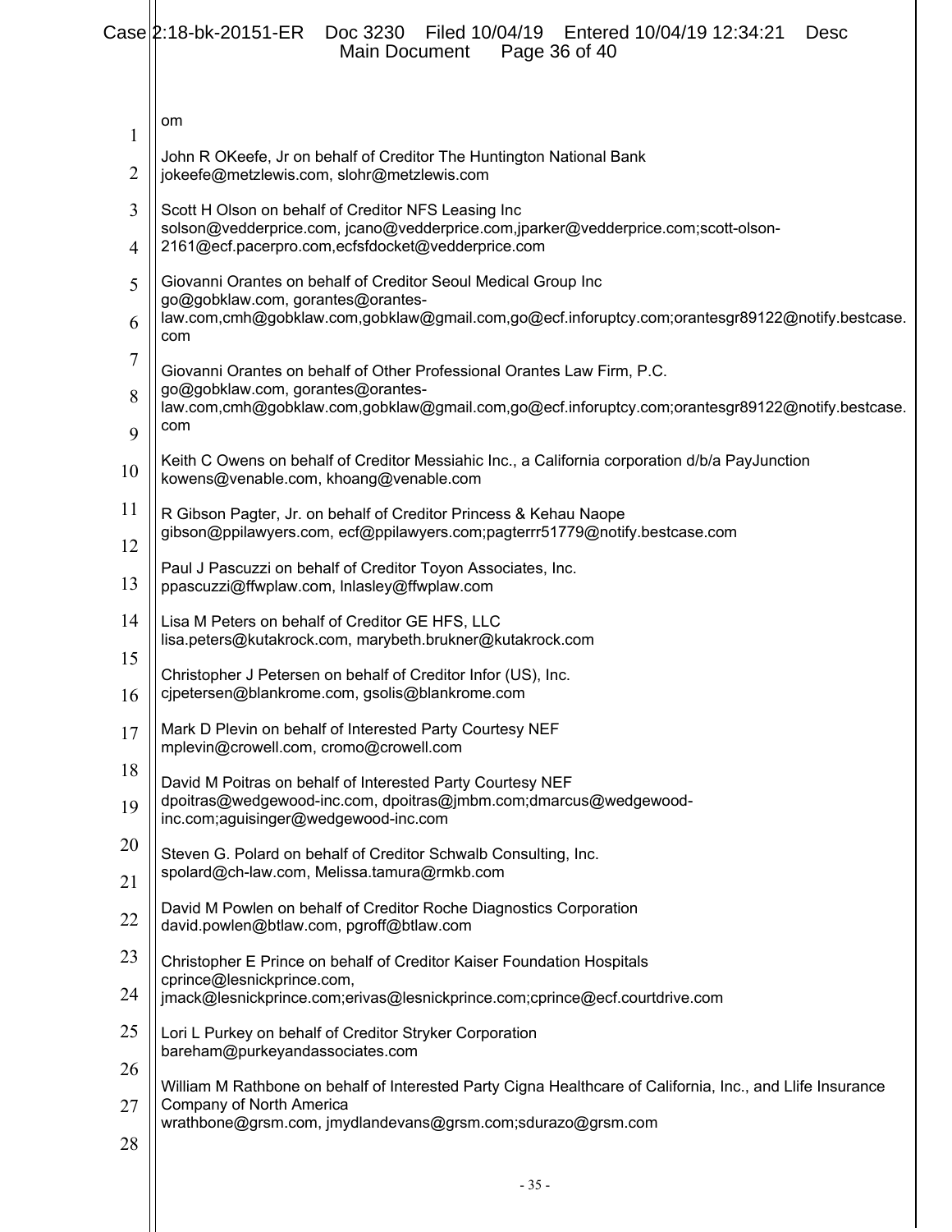om

John R OKeefe, Jr on behalf of Creditor The Huntington National Bank
jokeefe@metzlewis.com, slohr@metzlewis.com

Scott H Olson on behalf of Creditor NFS Leasing Inc
solson@vedderprice.com, jcano@vedderprice.com,jparker@vedderprice.com;scott-olson-2161@ecf.pacerpro.com,ecfsfdocket@vedderprice.com

Giovanni Orantes on behalf of Creditor Seoul Medical Group Inc
go@gobklaw.com, gorantes@orantes-law.com,cmh@gobklaw.com,gobklaw@gmail.com,go@ecf.inforuptcy.com;orantesgr89122@notify.bestcase.com

Giovanni Orantes on behalf of Other Professional Orantes Law Firm, P.C.
go@gobklaw.com, gorantes@orantes-law.com,cmh@gobklaw.com,gobklaw@gmail.com,go@ecf.inforuptcy.com;orantesgr89122@notify.bestcase.com

Keith C Owens on behalf of Creditor Messiahic Inc., a California corporation d/b/a PayJunction
kowens@venable.com, khoang@venable.com

R Gibson Pagter, Jr. on behalf of Creditor Princess & Kehau Naope
gibson@ppilawyers.com, ecf@ppilawyers.com;pagterrr51779@notify.bestcase.com

Paul J Pascuzzi on behalf of Creditor Toyon Associates, Inc.
ppascuzzi@ffwplaw.com, lnlasley@ffwplaw.com

Lisa M Peters on behalf of Creditor GE HFS, LLC
lisa.peters@kutakrock.com, marybeth.brukner@kutakrock.com

Christopher J Petersen on behalf of Creditor Infor (US), Inc.
cjpetersen@blankrome.com, gsolis@blankrome.com

Mark D Plevin on behalf of Interested Party Courtesy NEF
mplevin@crowell.com, cromo@crowell.com

David M Poitras on behalf of Interested Party Courtesy NEF
dpoitras@wedgewood-inc.com, dpoitras@jmbm.com;dmarcus@wedgewood-inc.com;aguisinger@wedgewood-inc.com

Steven G. Polard on behalf of Creditor Schwalb Consulting, Inc.
spolard@ch-law.com, Melissa.tamura@rmkb.com

David M Powlen on behalf of Creditor Roche Diagnostics Corporation
david.powlen@btlaw.com, pgroff@btlaw.com

Christopher E Prince on behalf of Creditor Kaiser Foundation Hospitals
cprince@lesnickprince.com,
jmack@lesnickprince.com;erivas@lesnickprince.com;cprince@ecf.courtdrive.com

Lori L Purkey on behalf of Creditor Stryker Corporation
bareham@purkeyandassociates.com

William M Rathbone on behalf of Interested Party Cigna Healthcare of California, Inc., and Llife Insurance Company of North America
wrathbone@grsm.com, jmydlandevans@grsm.com;sdurazo@grsm.com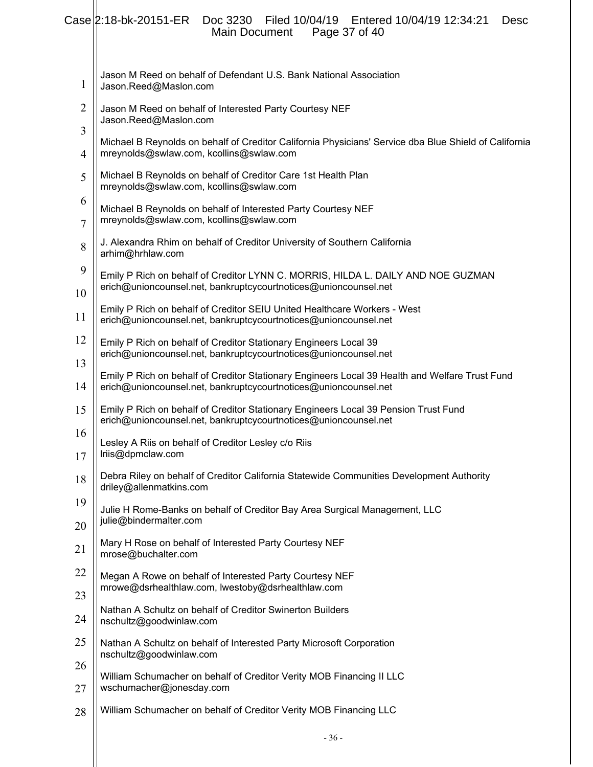Jason M Reed on behalf of Defendant U.S. Bank National Association
Jason.Reed@Maslon.com

Jason M Reed on behalf of Interested Party Courtesy NEF
Jason.Reed@Maslon.com

Michael B Reynolds on behalf of Creditor California Physicians' Service dba Blue Shield of California
mreynolds@swlaw.com, kcollins@swlaw.com

Michael B Reynolds on behalf of Creditor Care 1st Health Plan
mreynolds@swlaw.com, kcollins@swlaw.com

Michael B Reynolds on behalf of Interested Party Courtesy NEF
mreynolds@swlaw.com, kcollins@swlaw.com

J. Alexandra Rhim on behalf of Creditor University of Southern California
arhim@hrhlaw.com

Emily P Rich on behalf of Creditor LYNN C. MORRIS, HILDA L. DAILY AND NOE GUZMAN
erich@unioncounsel.net, bankruptcycourtnotices@unioncounsel.net

Emily P Rich on behalf of Creditor SEIU United Healthcare Workers - West
erich@unioncounsel.net, bankruptcycourtnotices@unioncounsel.net

Emily P Rich on behalf of Creditor Stationary Engineers Local 39
erich@unioncounsel.net, bankruptcycourtnotices@unioncounsel.net

Emily P Rich on behalf of Creditor Stationary Engineers Local 39 Health and Welfare Trust Fund
erich@unioncounsel.net, bankruptcycourtnotices@unioncounsel.net

Emily P Rich on behalf of Creditor Stationary Engineers Local 39 Pension Trust Fund
erich@unioncounsel.net, bankruptcycourtnotices@unioncounsel.net

Lesley A Riis on behalf of Creditor Lesley c/o Riis
lriis@dpmclaw.com

Debra Riley on behalf of Creditor California Statewide Communities Development Authority
driley@allenmatkins.com

Julie H Rome-Banks on behalf of Creditor Bay Area Surgical Management, LLC
julie@bindermalter.com

Mary H Rose on behalf of Interested Party Courtesy NEF
mrose@buchalter.com

Megan A Rowe on behalf of Interested Party Courtesy NEF
mrowe@dsrhealthlaw.com, lwestoby@dsrhealthlaw.com

Nathan A Schultz on behalf of Creditor Swinerton Builders
nschultz@goodwinlaw.com

Nathan A Schultz on behalf of Interested Party Microsoft Corporation
nschultz@goodwinlaw.com

William Schumacher on behalf of Creditor Verity MOB Financing II LLC
wschumacher@jonesday.com

William Schumacher on behalf of Creditor Verity MOB Financing LLC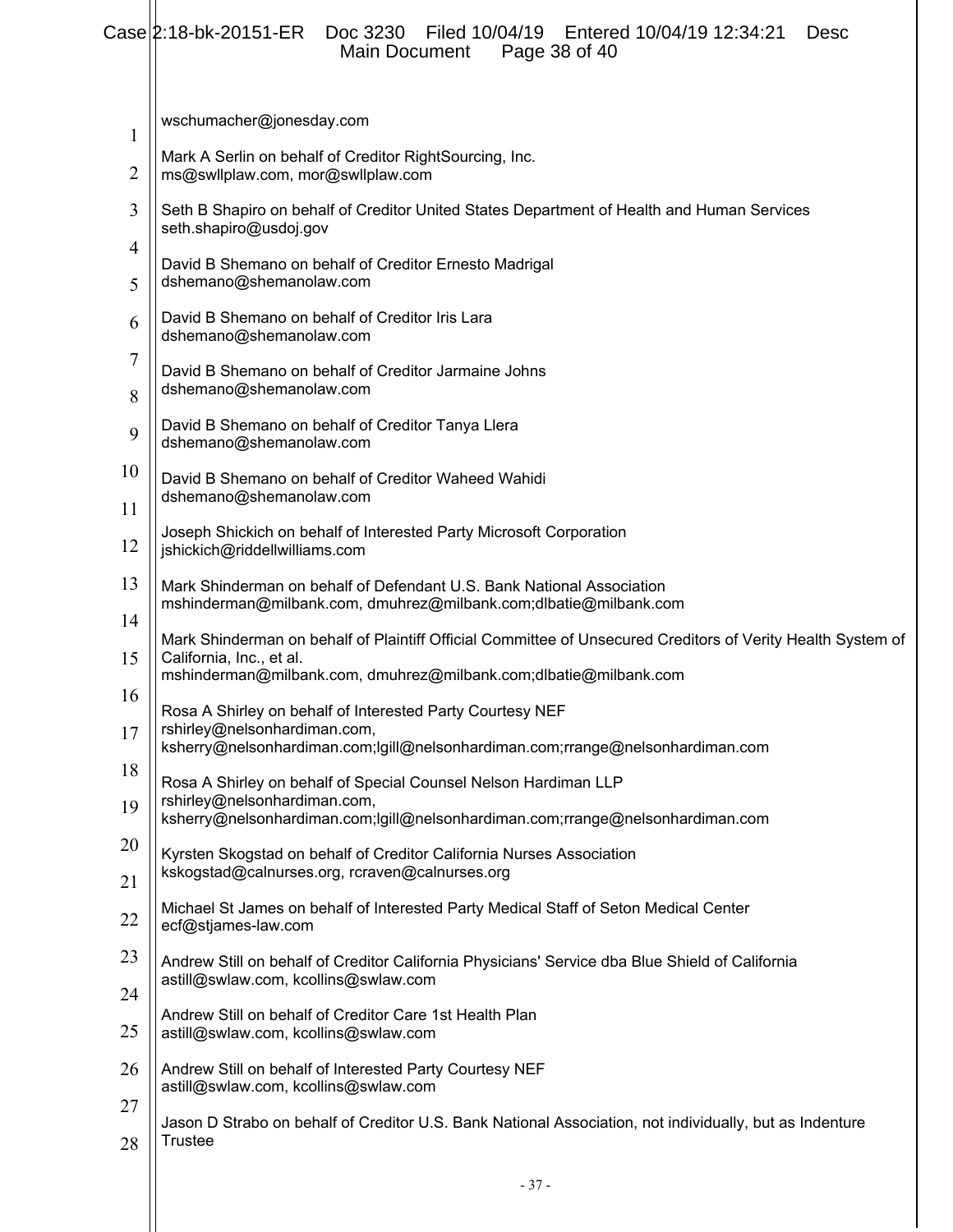wschumacher@jonesday.com

Mark A Serlin on behalf of Creditor RightSourcing, Inc.
ms@swllplaw.com, mor@swllplaw.com

Seth B Shapiro on behalf of Creditor United States Department of Health and Human Services
seth.shapiro@usdoj.gov

David B Shemano on behalf of Creditor Ernesto Madrigal
dshemano@shemanolaw.com

David B Shemano on behalf of Creditor Iris Lara
dshemano@shemanolaw.com

David B Shemano on behalf of Creditor Jarmaine Johns
dshemano@shemanolaw.com

David B Shemano on behalf of Creditor Tanya Llera
dshemano@shemanolaw.com

David B Shemano on behalf of Creditor Waheed Wahidi
dshemano@shemanolaw.com

Joseph Shickich on behalf of Interested Party Microsoft Corporation
jshickich@riddellwilliams.com

Mark Shinderman on behalf of Defendant U.S. Bank National Association
mshinderman@milbank.com, dmuhrez@milbank.com;dlbatie@milbank.com

Mark Shinderman on behalf of Plaintiff Official Committee of Unsecured Creditors of Verity Health System of California, Inc., et al.
mshinderman@milbank.com, dmuhrez@milbank.com;dlbatie@milbank.com

Rosa A Shirley on behalf of Interested Party Courtesy NEF
rshirley@nelsonhardiman.com,
ksherry@nelsonhardiman.com;lgill@nelsonhardiman.com;rrange@nelsonhardiman.com

Rosa A Shirley on behalf of Special Counsel Nelson Hardiman LLP
rshirley@nelsonhardiman.com,
ksherry@nelsonhardiman.com;lgill@nelsonhardiman.com;rrange@nelsonhardiman.com

Kyrsten Skogstad on behalf of Creditor California Nurses Association
kskogstad@calnurses.org, rcraven@calnurses.org

Michael St James on behalf of Interested Party Medical Staff of Seton Medical Center
ecf@stjames-law.com

Andrew Still on behalf of Creditor California Physicians' Service dba Blue Shield of California
astill@swlaw.com, kcollins@swlaw.com

Andrew Still on behalf of Creditor Care 1st Health Plan
astill@swlaw.com, kcollins@swlaw.com

Andrew Still on behalf of Interested Party Courtesy NEF
astill@swlaw.com, kcollins@swlaw.com

Jason D Strabo on behalf of Creditor U.S. Bank National Association, not individually, but as Indenture Trustee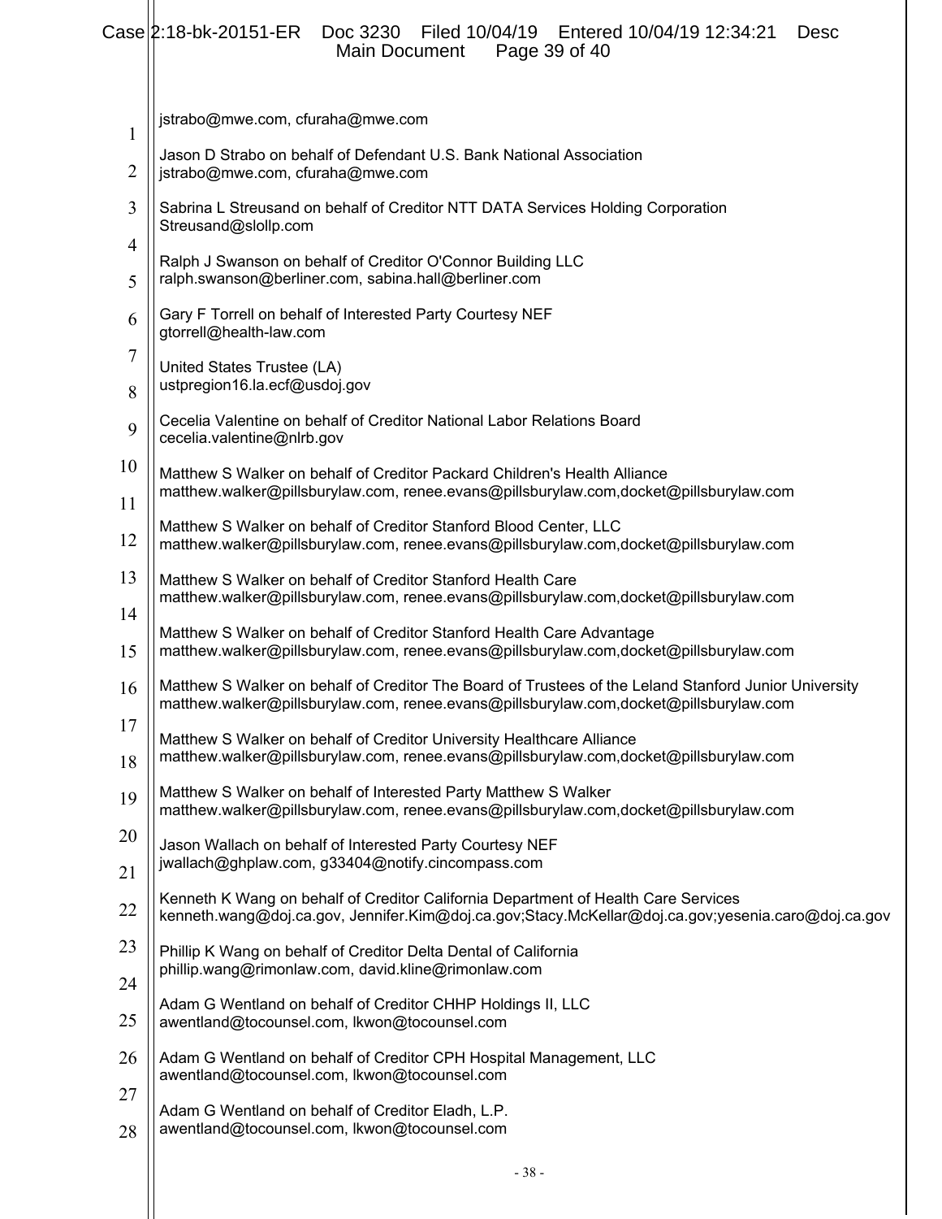jstrabo@mwe.com, cfuraha@mwe.com

Jason D Strabo on behalf of Defendant U.S. Bank National Association
jstrabo@mwe.com, cfuraha@mwe.com

Sabrina L Streusand on behalf of Creditor NTT DATA Services Holding Corporation
Streusand@slollp.com

Ralph J Swanson on behalf of Creditor O'Connor Building LLC
ralph.swanson@berliner.com, sabina.hall@berliner.com

Gary F Torrell on behalf of Interested Party Courtesy NEF
gtorrell@health-law.com

United States Trustee (LA)
ustpregion16.la.ecf@usdoj.gov

Cecelia Valentine on behalf of Creditor National Labor Relations Board
cecelia.valentine@nlrb.gov

Matthew S Walker on behalf of Creditor Packard Children's Health Alliance
matthew.walker@pillsburylaw.com, renee.evans@pillsburylaw.com,docket@pillsburylaw.com

Matthew S Walker on behalf of Creditor Stanford Blood Center, LLC
matthew.walker@pillsburylaw.com, renee.evans@pillsburylaw.com,docket@pillsburylaw.com

Matthew S Walker on behalf of Creditor Stanford Health Care
matthew.walker@pillsburylaw.com, renee.evans@pillsburylaw.com,docket@pillsburylaw.com

Matthew S Walker on behalf of Creditor Stanford Health Care Advantage
matthew.walker@pillsburylaw.com, renee.evans@pillsburylaw.com,docket@pillsburylaw.com

Matthew S Walker on behalf of Creditor The Board of Trustees of the Leland Stanford Junior University
matthew.walker@pillsburylaw.com, renee.evans@pillsburylaw.com,docket@pillsburylaw.com

Matthew S Walker on behalf of Creditor University Healthcare Alliance
matthew.walker@pillsburylaw.com, renee.evans@pillsburylaw.com,docket@pillsburylaw.com

Matthew S Walker on behalf of Interested Party Matthew S Walker
matthew.walker@pillsburylaw.com, renee.evans@pillsburylaw.com,docket@pillsburylaw.com

Jason Wallach on behalf of Interested Party Courtesy NEF
jwallach@ghplaw.com, g33404@notify.cincompass.com

Kenneth K Wang on behalf of Creditor California Department of Health Care Services
kenneth.wang@doj.ca.gov, Jennifer.Kim@doj.ca.gov;Stacy.McKellar@doj.ca.gov;yesenia.caro@doj.ca.gov

Phillip K Wang on behalf of Creditor Delta Dental of California
phillip.wang@rimonlaw.com, david.kline@rimonlaw.com

Adam G Wentland on behalf of Creditor CHHP Holdings II, LLC
awentland@tocounsel.com, lkwon@tocounsel.com

Adam G Wentland on behalf of Creditor CPH Hospital Management, LLC
awentland@tocounsel.com, lkwon@tocounsel.com

Adam G Wentland on behalf of Creditor Eladh, L.P.
awentland@tocounsel.com, lkwon@tocounsel.com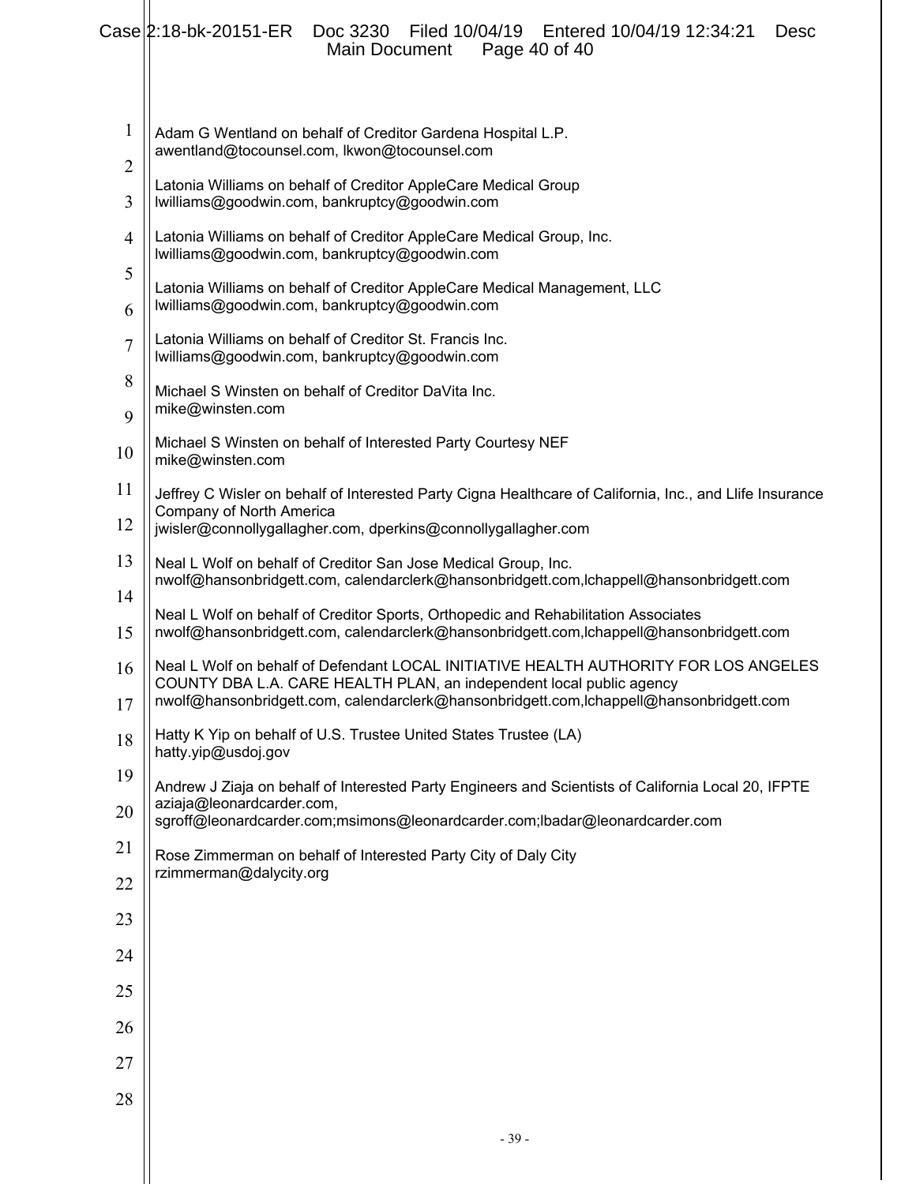Adam G Wentland on behalf of Creditor Gardena Hospital L.P.
awentland@tocounsel.com, lkwon@tocounsel.com

Latonia Williams on behalf of Creditor AppleCare Medical Group
lwilliams@goodwin.com, bankruptcy@goodwin.com

Latonia Williams on behalf of Creditor AppleCare Medical Group, Inc.
lwilliams@goodwin.com, bankruptcy@goodwin.com

Latonia Williams on behalf of Creditor AppleCare Medical Management, LLC
lwilliams@goodwin.com, bankruptcy@goodwin.com

Latonia Williams on behalf of Creditor St. Francis Inc.
lwilliams@goodwin.com, bankruptcy@goodwin.com

Michael S Winsten on behalf of Creditor DaVita Inc.
mike@winsten.com

Michael S Winsten on behalf of Interested Party Courtesy NEF
mike@winsten.com

Jeffrey C Wisler on behalf of Interested Party Cigna Healthcare of California, Inc., and Llife Insurance Company of North America
jwisler@connollygallagher.com, dperkins@connollygallagher.com

Neal L Wolf on behalf of Creditor San Jose Medical Group, Inc.
nwolf@hansonbridgett.com, calendarclerk@hansonbridgett.com,lchappell@hansonbridgett.com

Neal L Wolf on behalf of Creditor Sports, Orthopedic and Rehabilitation Associates
nwolf@hansonbridgett.com, calendarclerk@hansonbridgett.com,lchappell@hansonbridgett.com

Neal L Wolf on behalf of Defendant LOCAL INITIATIVE HEALTH AUTHORITY FOR LOS ANGELES COUNTY DBA L.A. CARE HEALTH PLAN, an independent local public agency
nwolf@hansonbridgett.com, calendarclerk@hansonbridgett.com,lchappell@hansonbridgett.com

Hatty K Yip on behalf of U.S. Trustee United States Trustee (LA)
hatty.yip@usdoj.gov

Andrew J Ziaja on behalf of Interested Party Engineers and Scientists of California Local 20, IFPTE
aziaja@leonardcarder.com,
sgroff@leonardcarder.com;msimons@leonardcarder.com;lbadar@leonardcarder.com

Rose Zimmerman on behalf of Interested Party City of Daly City
rzimmerman@dalycity.org